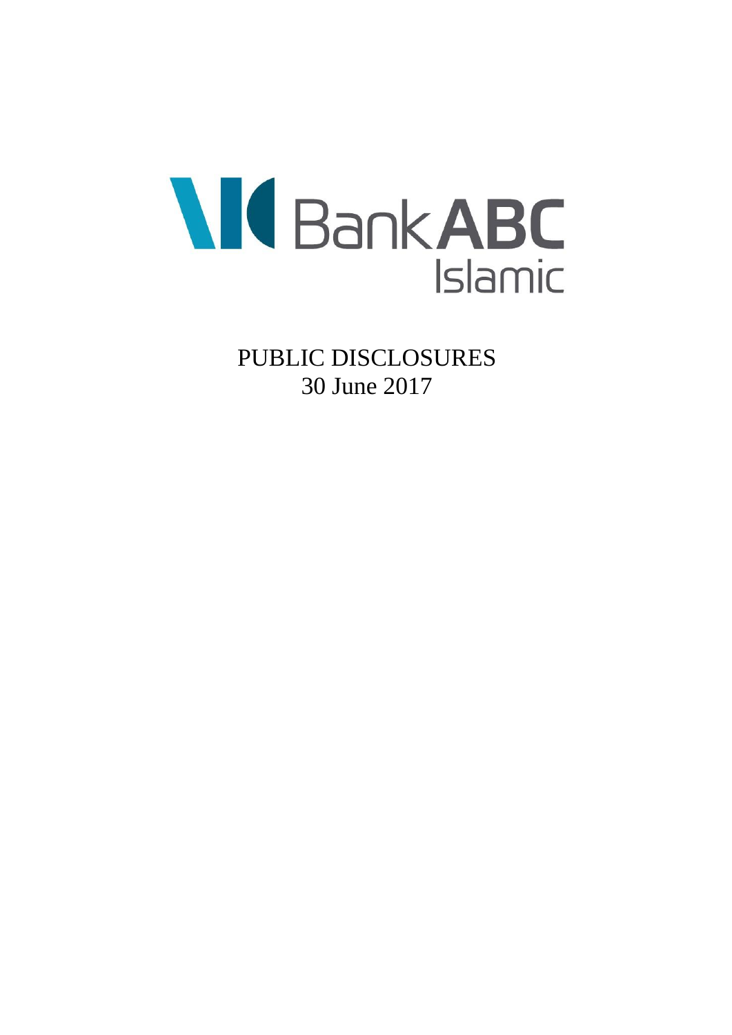Bank ABC Islamic

# PUBLIC DISCLOSURES
30 June 2017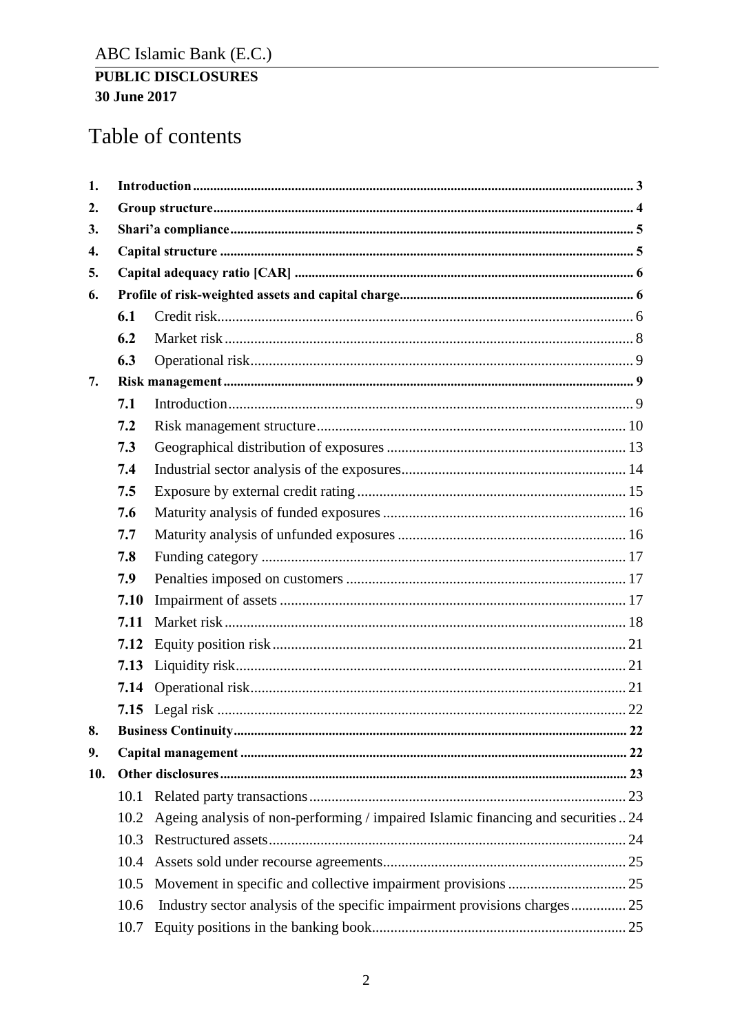# Table of contents

| | | | |
|---|---|---|---|
| **1.** | **Introduction** | | **3** |
| **2.** | **Group structure** | | **4** |
| **3.** | **Shari'a compliance** | | **5** |
| **4.** | **Capital structure** | | **5** |
| **5.** | **Capital adequacy ratio [CAR]** | | **6** |
| **6.** | **Profile of risk-weighted assets and capital charge** | | **6** |
| | **6.1** | Credit risk | 6 |
| | **6.2** | Market risk | 8 |
| | **6.3** | Operational risk | 9 |
| **7.** | **Risk management** | | **9** |
| | **7.1** | Introduction | 9 |
| | **7.2** | Risk management structure | 10 |
| | **7.3** | Geographical distribution of exposures | 13 |
| | **7.4** | Industrial sector analysis of the exposures | 14 |
| | **7.5** | Exposure by external credit rating | 15 |
| | **7.6** | Maturity analysis of funded exposures | 16 |
| | **7.7** | Maturity analysis of unfunded exposures | 16 |
| | **7.8** | Funding category | 17 |
| | **7.9** | Penalties imposed on customers | 17 |
| | **7.10** | Impairment of assets | 17 |
| | **7.11** | Market risk | 18 |
| | **7.12** | Equity position risk | 21 |
| | **7.13** | Liquidity risk | 21 |
| | **7.14** | Operational risk | 21 |
| | **7.15** | Legal risk | 22 |
| **8.** | **Business Continuity** | | **22** |
| **9.** | **Capital management** | | **22** |
| **10.** | **Other disclosures** | | **23** |
| | 10.1 | Related party transactions | 23 |
| | 10.2 | Ageing analysis of non-performing / impaired Islamic financing and securities | 24 |
| | 10.3 | Restructured assets | 24 |
| | 10.4 | Assets sold under recourse agreements | 25 |
| | 10.5 | Movement in specific and collective impairment provisions | 25 |
| | 10.6 | Industry sector analysis of the specific impairment provisions charges | 25 |
| | 10.7 | Equity positions in the banking book | 25 |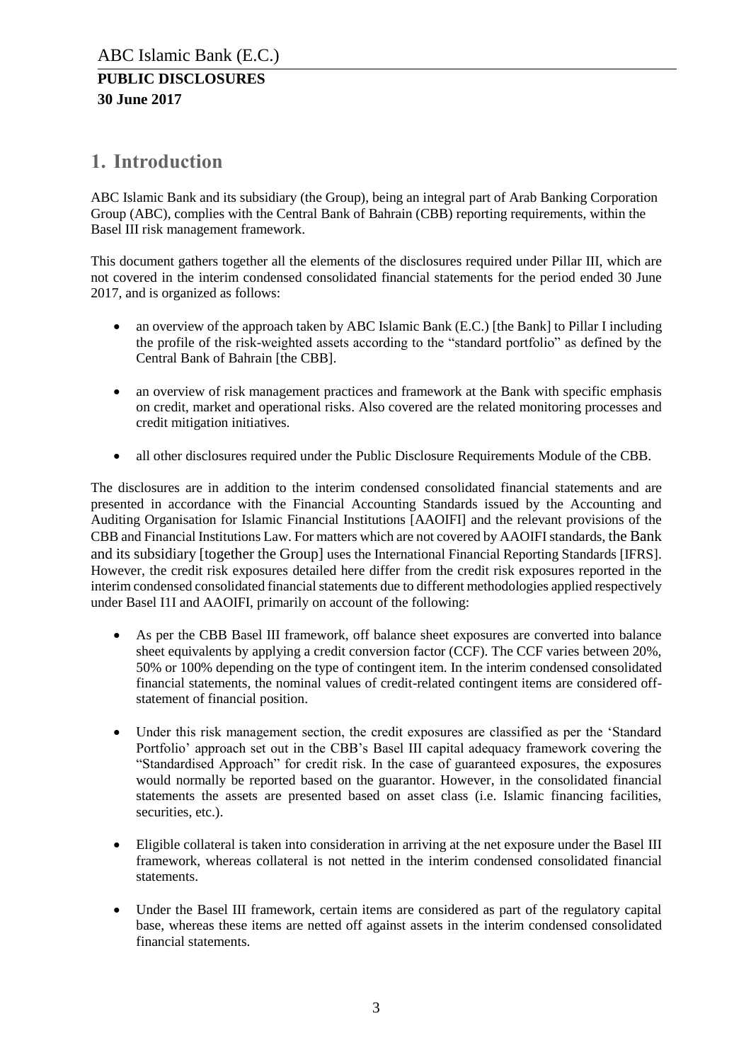# 1. Introduction

ABC Islamic Bank and its subsidiary (the Group), being an integral part of Arab Banking Corporation Group (ABC), complies with the Central Bank of Bahrain (CBB) reporting requirements, within the Basel III risk management framework.

This document gathers together all the elements of the disclosures required under Pillar III, which are not covered in the interim condensed consolidated financial statements for the period ended 30 June 2017, and is organized as follows:

- an overview of the approach taken by ABC Islamic Bank (E.C.) [the Bank] to Pillar I including the profile of the risk-weighted assets according to the "standard portfolio" as defined by the Central Bank of Bahrain [the CBB].
- an overview of risk management practices and framework at the Bank with specific emphasis on credit, market and operational risks. Also covered are the related monitoring processes and credit mitigation initiatives.
- all other disclosures required under the Public Disclosure Requirements Module of the CBB.

The disclosures are in addition to the interim condensed consolidated financial statements and are presented in accordance with the Financial Accounting Standards issued by the Accounting and Auditing Organisation for Islamic Financial Institutions [AAOIFI] and the relevant provisions of the CBB and Financial Institutions Law. For matters which are not covered by AAOIFI standards, the Bank and its subsidiary [together the Group] uses the International Financial Reporting Standards [IFRS]. However, the credit risk exposures detailed here differ from the credit risk exposures reported in the interim condensed consolidated financial statements due to different methodologies applied respectively under Basel I1I and AAOIFI, primarily on account of the following:

- As per the CBB Basel III framework, off balance sheet exposures are converted into balance sheet equivalents by applying a credit conversion factor (CCF). The CCF varies between 20%, 50% or 100% depending on the type of contingent item. In the interim condensed consolidated financial statements, the nominal values of credit-related contingent items are considered off-statement of financial position.
- Under this risk management section, the credit exposures are classified as per the 'Standard Portfolio' approach set out in the CBB's Basel III capital adequacy framework covering the "Standardised Approach" for credit risk. In the case of guaranteed exposures, the exposures would normally be reported based on the guarantor. However, in the consolidated financial statements the assets are presented based on asset class (i.e. Islamic financing facilities, securities, etc.).
- Eligible collateral is taken into consideration in arriving at the net exposure under the Basel III framework, whereas collateral is not netted in the interim condensed consolidated financial statements.
- Under the Basel III framework, certain items are considered as part of the regulatory capital base, whereas these items are netted off against assets in the interim condensed consolidated financial statements.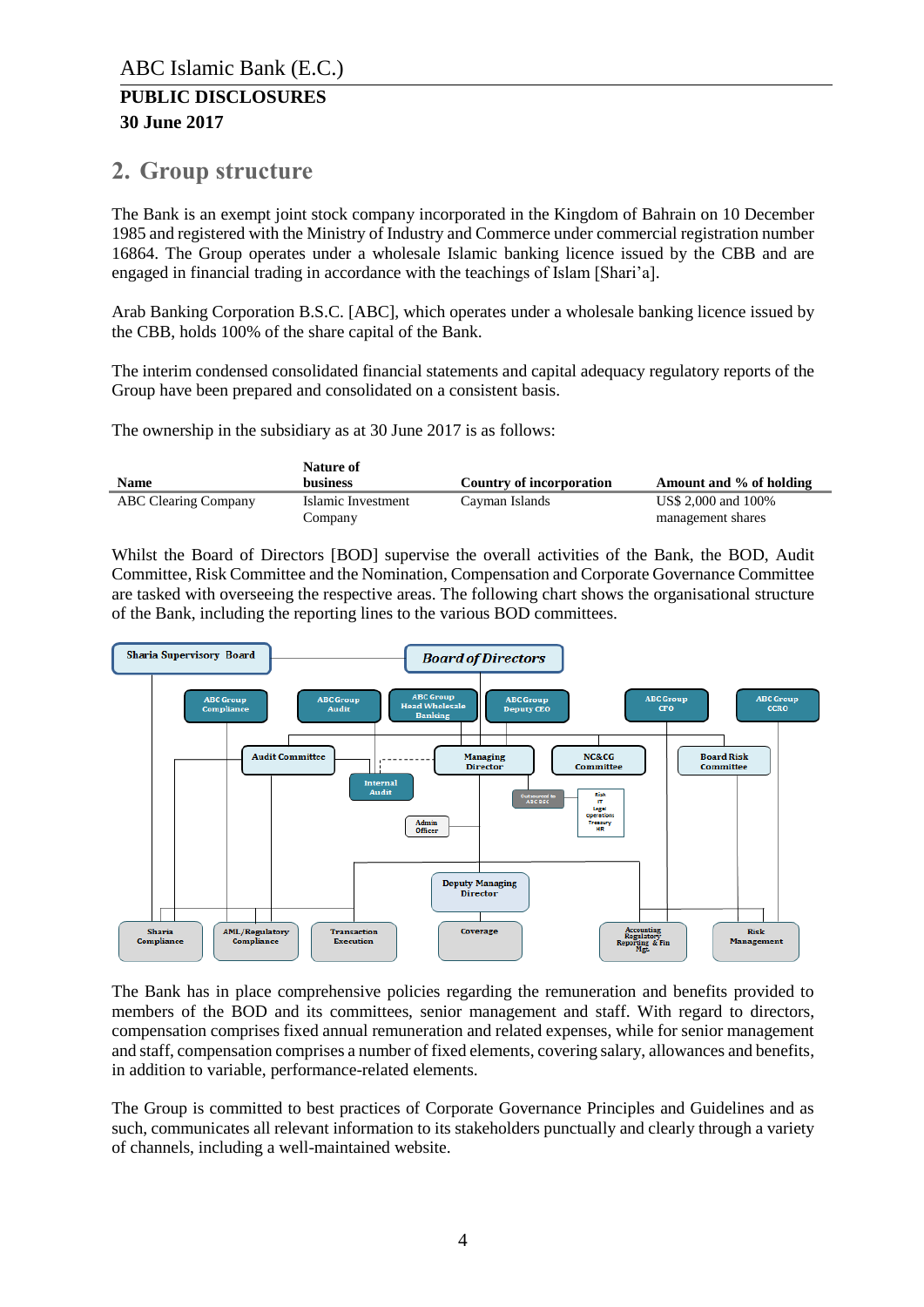## 2. Group structure

The Bank is an exempt joint stock company incorporated in the Kingdom of Bahrain on 10 December 1985 and registered with the Ministry of Industry and Commerce under commercial registration number 16864. The Group operates under a wholesale Islamic banking licence issued by the CBB and are engaged in financial trading in accordance with the teachings of Islam [Shari'a].

Arab Banking Corporation B.S.C. [ABC], which operates under a wholesale banking licence issued by the CBB, holds 100% of the share capital of the Bank.

The interim condensed consolidated financial statements and capital adequacy regulatory reports of the Group have been prepared and consolidated on a consistent basis.

The ownership in the subsidiary as at 30 June 2017 is as follows:

| Name | Nature of business | Country of incorporation | Amount and % of holding |
|---|---|---|---|
| ABC Clearing Company | Islamic Investment Company | Cayman Islands | US$ 2,000 and 100% management shares |

Whilst the Board of Directors [BOD] supervise the overall activities of the Bank, the BOD, Audit Committee, Risk Committee and the Nomination, Compensation and Corporate Governance Committee are tasked with overseeing the respective areas. The following chart shows the organisational structure of the Bank, including the reporting lines to the various BOD committees.

The Bank has in place comprehensive policies regarding the remuneration and benefits provided to members of the BOD and its committees, senior management and staff. With regard to directors, compensation comprises fixed annual remuneration and related expenses, while for senior management and staff, compensation comprises a number of fixed elements, covering salary, allowances and benefits, in addition to variable, performance-related elements.

The Group is committed to best practices of Corporate Governance Principles and Guidelines and as such, communicates all relevant information to its stakeholders punctually and clearly through a variety of channels, including a well-maintained website.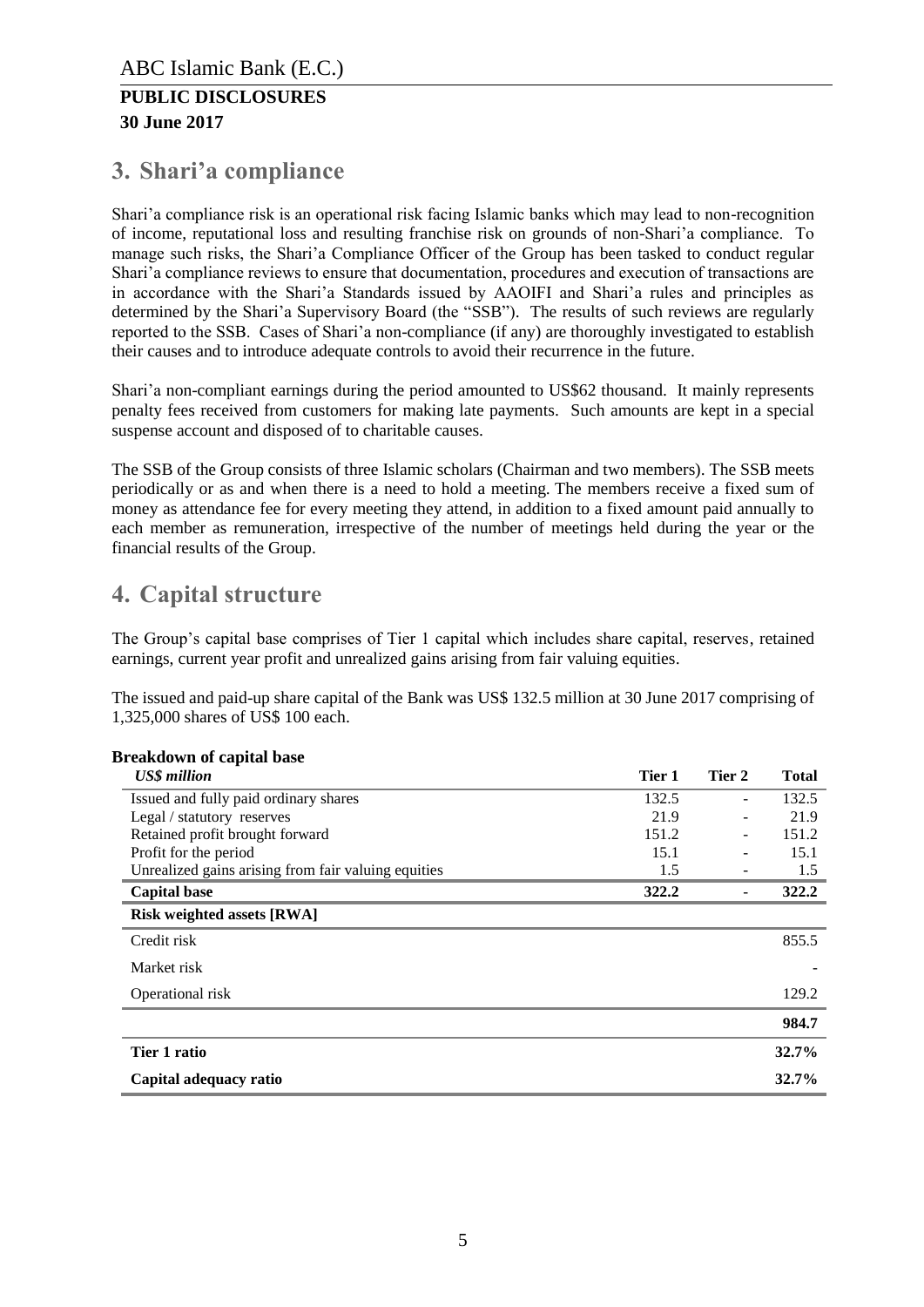## 3. Shari'a compliance

Shari'a compliance risk is an operational risk facing Islamic banks which may lead to non-recognition of income, reputational loss and resulting franchise risk on grounds of non-Shari'a compliance. To manage such risks, the Shari'a Compliance Officer of the Group has been tasked to conduct regular Shari'a compliance reviews to ensure that documentation, procedures and execution of transactions are in accordance with the Shari'a Standards issued by AAOIFI and Shari'a rules and principles as determined by the Shari'a Supervisory Board (the "SSB"). The results of such reviews are regularly reported to the SSB. Cases of Shari'a non-compliance (if any) are thoroughly investigated to establish their causes and to introduce adequate controls to avoid their recurrence in the future.

Shari'a non-compliant earnings during the period amounted to US$62 thousand. It mainly represents penalty fees received from customers for making late payments. Such amounts are kept in a special suspense account and disposed of to charitable causes.

The SSB of the Group consists of three Islamic scholars (Chairman and two members). The SSB meets periodically or as and when there is a need to hold a meeting. The members receive a fixed sum of money as attendance fee for every meeting they attend, in addition to a fixed amount paid annually to each member as remuneration, irrespective of the number of meetings held during the year or the financial results of the Group.

## 4. Capital structure

The Group's capital base comprises of Tier 1 capital which includes share capital, reserves, retained earnings, current year profit and unrealized gains arising from fair valuing equities.

The issued and paid-up share capital of the Bank was US$ 132.5 million at 30 June 2017 comprising of 1,325,000 shares of US$ 100 each.

**Breakdown of capital base**

| *US$ million* | Tier 1 | Tier 2 | Total |
|---|---|---|---|
| Issued and fully paid ordinary shares | 132.5 | - | 132.5 |
| Legal / statutory reserves | 21.9 | - | 21.9 |
| Retained profit brought forward | 151.2 | - | 151.2 |
| Profit for the period | 15.1 | - | 15.1 |
| Unrealized gains arising from fair valuing equities | 1.5 | - | 1.5 |
| **Capital base** | **322.2** | - | **322.2** |
| **Risk weighted assets [RWA]** | | | |
| Credit risk | | | 855.5 |
| Market risk | | | - |
| Operational risk | | | 129.2 |
| | | | **984.7** |
| **Tier 1 ratio** | | | **32.7%** |
| **Capital adequacy ratio** | | | **32.7%** |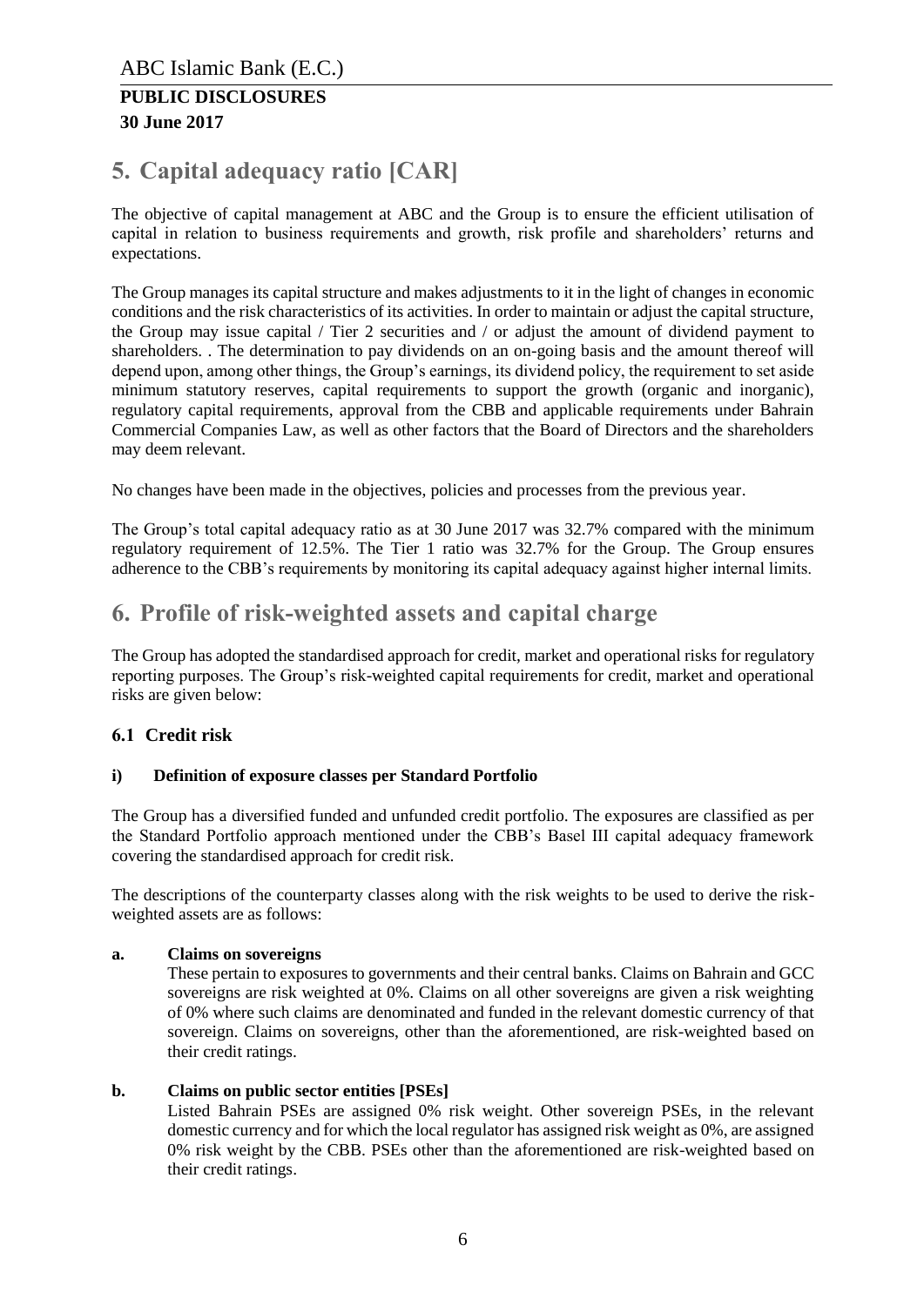# 5. Capital adequacy ratio [CAR]

The objective of capital management at ABC and the Group is to ensure the efficient utilisation of capital in relation to business requirements and growth, risk profile and shareholders' returns and expectations.

The Group manages its capital structure and makes adjustments to it in the light of changes in economic conditions and the risk characteristics of its activities. In order to maintain or adjust the capital structure, the Group may issue capital / Tier 2 securities and / or adjust the amount of dividend payment to shareholders. . The determination to pay dividends on an on-going basis and the amount thereof will depend upon, among other things, the Group's earnings, its dividend policy, the requirement to set aside minimum statutory reserves, capital requirements to support the growth (organic and inorganic), regulatory capital requirements, approval from the CBB and applicable requirements under Bahrain Commercial Companies Law, as well as other factors that the Board of Directors and the shareholders may deem relevant.

No changes have been made in the objectives, policies and processes from the previous year.

The Group's total capital adequacy ratio as at 30 June 2017 was 32.7% compared with the minimum regulatory requirement of 12.5%. The Tier 1 ratio was 32.7% for the Group. The Group ensures adherence to the CBB's requirements by monitoring its capital adequacy against higher internal limits.

# 6. Profile of risk-weighted assets and capital charge

The Group has adopted the standardised approach for credit, market and operational risks for regulatory reporting purposes. The Group's risk-weighted capital requirements for credit, market and operational risks are given below:

## 6.1 Credit risk

### i) Definition of exposure classes per Standard Portfolio

The Group has a diversified funded and unfunded credit portfolio. The exposures are classified as per the Standard Portfolio approach mentioned under the CBB's Basel III capital adequacy framework covering the standardised approach for credit risk.

The descriptions of the counterparty classes along with the risk weights to be used to derive the risk-weighted assets are as follows:

**a. Claims on sovereigns**

These pertain to exposures to governments and their central banks. Claims on Bahrain and GCC sovereigns are risk weighted at 0%. Claims on all other sovereigns are given a risk weighting of 0% where such claims are denominated and funded in the relevant domestic currency of that sovereign. Claims on sovereigns, other than the aforementioned, are risk-weighted based on their credit ratings.

**b. Claims on public sector entities [PSEs]**

Listed Bahrain PSEs are assigned 0% risk weight. Other sovereign PSEs, in the relevant domestic currency and for which the local regulator has assigned risk weight as 0%, are assigned 0% risk weight by the CBB. PSEs other than the aforementioned are risk-weighted based on their credit ratings.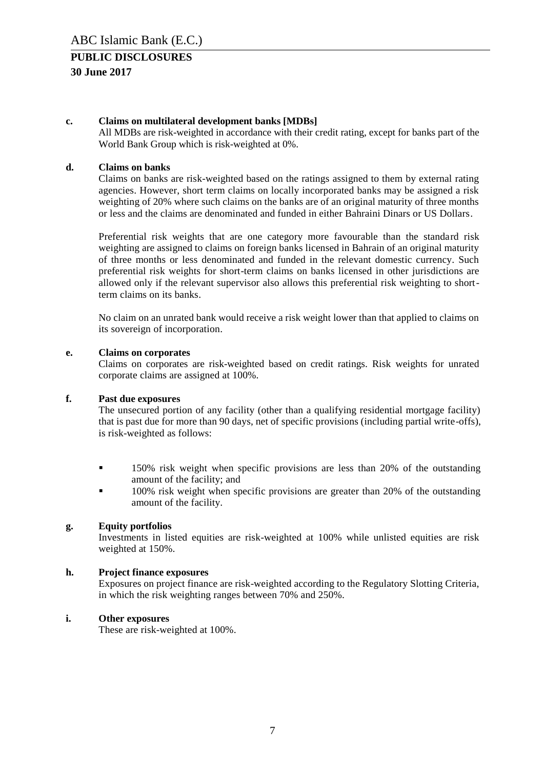**c. Claims on multilateral development banks [MDBs]**

All MDBs are risk-weighted in accordance with their credit rating, except for banks part of the World Bank Group which is risk-weighted at 0%.

**d. Claims on banks**

Claims on banks are risk-weighted based on the ratings assigned to them by external rating agencies. However, short term claims on locally incorporated banks may be assigned a risk weighting of 20% where such claims on the banks are of an original maturity of three months or less and the claims are denominated and funded in either Bahraini Dinars or US Dollars.

Preferential risk weights that are one category more favourable than the standard risk weighting are assigned to claims on foreign banks licensed in Bahrain of an original maturity of three months or less denominated and funded in the relevant domestic currency. Such preferential risk weights for short-term claims on banks licensed in other jurisdictions are allowed only if the relevant supervisor also allows this preferential risk weighting to short-term claims on its banks.

No claim on an unrated bank would receive a risk weight lower than that applied to claims on its sovereign of incorporation.

**e. Claims on corporates**

Claims on corporates are risk-weighted based on credit ratings. Risk weights for unrated corporate claims are assigned at 100%.

**f. Past due exposures**

The unsecured portion of any facility (other than a qualifying residential mortgage facility) that is past due for more than 90 days, net of specific provisions (including partial write-offs), is risk-weighted as follows:

- 150% risk weight when specific provisions are less than 20% of the outstanding amount of the facility; and
- 100% risk weight when specific provisions are greater than 20% of the outstanding amount of the facility.

**g. Equity portfolios**

Investments in listed equities are risk-weighted at 100% while unlisted equities are risk weighted at 150%.

**h. Project finance exposures**

Exposures on project finance are risk-weighted according to the Regulatory Slotting Criteria, in which the risk weighting ranges between 70% and 250%.

**i. Other exposures**

These are risk-weighted at 100%.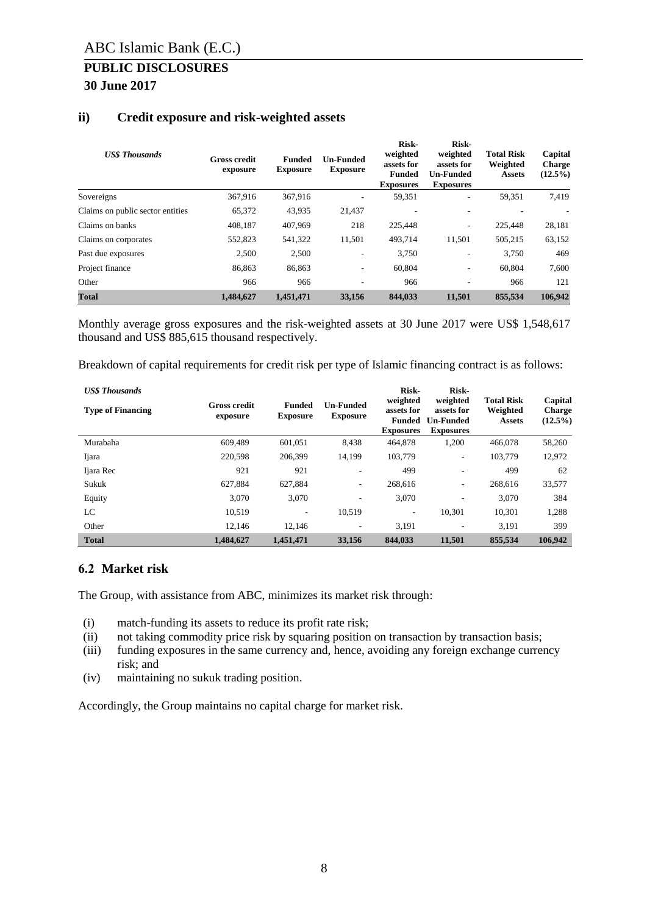## ii) Credit exposure and risk-weighted assets

| *US$ Thousands* | Gross credit exposure | Funded Exposure | Un-Funded Exposure | Risk-weighted assets for Funded Exposures | Risk-weighted assets for Un-Funded Exposures | Total Risk Weighted Assets | Capital Charge (12.5%) |
|---|---|---|---|---|---|---|---|
| Sovereigns | 367,916 | 367,916 | - | 59,351 | - | 59,351 | 7,419 |
| Claims on public sector entities | 65,372 | 43,935 | 21,437 | - | - | - | - |
| Claims on banks | 408,187 | 407,969 | 218 | 225,448 | - | 225,448 | 28,181 |
| Claims on corporates | 552,823 | 541,322 | 11,501 | 493,714 | 11,501 | 505,215 | 63,152 |
| Past due exposures | 2,500 | 2,500 | - | 3,750 | - | 3,750 | 469 |
| Project finance | 86,863 | 86,863 | - | 60,804 | - | 60,804 | 7,600 |
| Other | 966 | 966 | - | 966 | - | 966 | 121 |
| **Total** | **1,484,627** | **1,451,471** | **33,156** | **844,033** | **11,501** | **855,534** | **106,942** |

Monthly average gross exposures and the risk-weighted assets at 30 June 2017 were US$ 1,548,617 thousand and US$ 885,615 thousand respectively.

Breakdown of capital requirements for credit risk per type of Islamic financing contract is as follows:

| *US$ Thousands* **Type of Financing** | Gross credit exposure | Funded Exposure | Un-Funded Exposure | Risk-weighted assets for Funded Exposures | Risk-weighted assets for Un-Funded Exposures | Total Risk Weighted Assets | Capital Charge (12.5%) |
|---|---|---|---|---|---|---|---|
| Murabaha | 609,489 | 601,051 | 8,438 | 464,878 | 1,200 | 466,078 | 58,260 |
| Ijara | 220,598 | 206,399 | 14,199 | 103,779 | - | 103,779 | 12,972 |
| Ijara Rec | 921 | 921 | - | 499 | - | 499 | 62 |
| Sukuk | 627,884 | 627,884 | - | 268,616 | - | 268,616 | 33,577 |
| Equity | 3,070 | 3,070 | - | 3,070 | - | 3,070 | 384 |
| LC | 10,519 | - | 10,519 | - | 10,301 | 10,301 | 1,288 |
| Other | 12,146 | 12,146 | - | 3,191 | - | 3,191 | 399 |
| **Total** | **1,484,627** | **1,451,471** | **33,156** | **844,033** | **11,501** | **855,534** | **106,942** |

## 6.2 Market risk

The Group, with assistance from ABC, minimizes its market risk through:

- (i) match-funding its assets to reduce its profit rate risk;
- (ii) not taking commodity price risk by squaring position on transaction by transaction basis;
- (iii) funding exposures in the same currency and, hence, avoiding any foreign exchange currency risk; and
- (iv) maintaining no sukuk trading position.

Accordingly, the Group maintains no capital charge for market risk.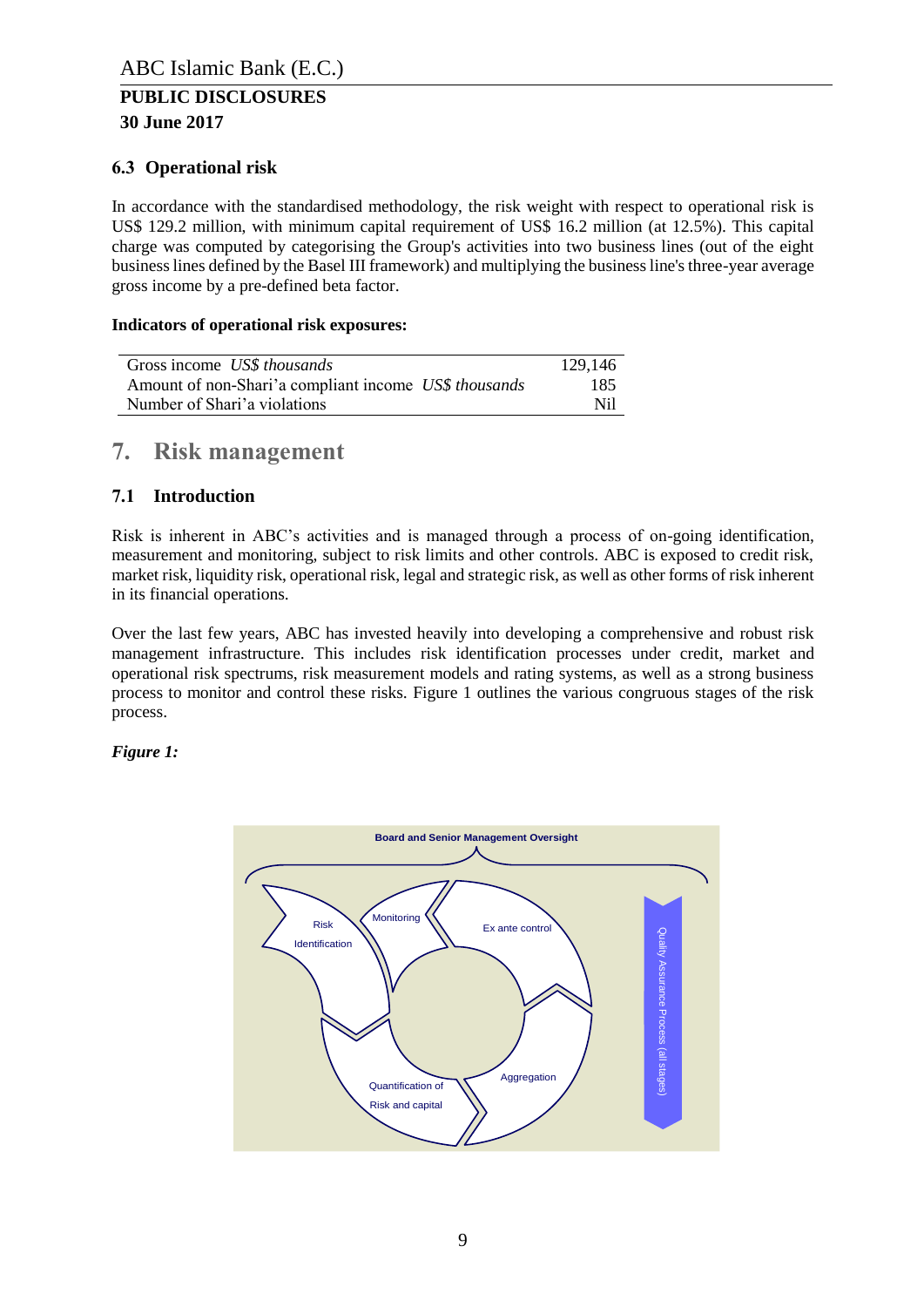### 6.3 Operational risk

In accordance with the standardised methodology, the risk weight with respect to operational risk is US$ 129.2 million, with minimum capital requirement of US$ 16.2 million (at 12.5%). This capital charge was computed by categorising the Group's activities into two business lines (out of the eight business lines defined by the Basel III framework) and multiplying the business line's three-year average gross income by a pre-defined beta factor.

**Indicators of operational risk exposures:**

| | |
|---|---|
| Gross income *US$ thousands* | 129,146 |
| Amount of non-Shari'a compliant income *US$ thousands* | 185 |
| Number of Shari'a violations | Nil |

## 7. Risk management

### 7.1 Introduction

Risk is inherent in ABC's activities and is managed through a process of on-going identification, measurement and monitoring, subject to risk limits and other controls. ABC is exposed to credit risk, market risk, liquidity risk, operational risk, legal and strategic risk, as well as other forms of risk inherent in its financial operations.

Over the last few years, ABC has invested heavily into developing a comprehensive and robust risk management infrastructure. This includes risk identification processes under credit, market and operational risk spectrums, risk measurement models and rating systems, as well as a strong business process to monitor and control these risks. Figure 1 outlines the various congruous stages of the risk process.

***Figure 1:***

Board and Senior Management Oversight

Risk Identification

Monitoring

Ex ante control

Quantification of Risk and capital

Aggregation

Quality Assurance Process (all stages)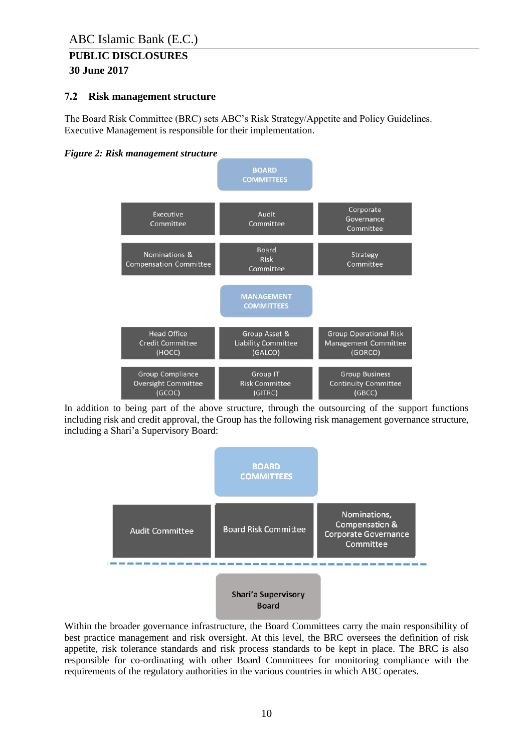## 7.2 Risk management structure

The Board Risk Committee (BRC) sets ABC's Risk Strategy/Appetite and Policy Guidelines. Executive Management is responsible for their implementation.

***Figure 2: Risk management structure***

**BOARD COMMITTEES**

| | | |
|---|---|---|
| Executive Committee | Audit Committee | Corporate Governance Committee |
| Nominations & Compensation Committee | Board Risk Committee | Strategy Committee |

**MANAGEMENT COMMITTEES**

| | | |
|---|---|---|
| Head Office Credit Committee (HOCC) | Group Asset & Liability Committee (GALCO) | Group Operational Risk Management Committee (GORCO) |
| Group Compliance Oversight Committee (GCOC) | Group IT Risk Committee (GITRC) | Group Business Continuity Committee (GBCC) |

In addition to being part of the above structure, through the outsourcing of the support functions including risk and credit approval, the Group has the following risk management governance structure, including a Shari'a Supervisory Board:

**BOARD COMMITTEES**

| | | |
|---|---|---|
| Audit Committee | Board Risk Committee | Nominations, Compensation & Corporate Governance Committee |

**Shari'a Supervisory Board**

Within the broader governance infrastructure, the Board Committees carry the main responsibility of best practice management and risk oversight. At this level, the BRC oversees the definition of risk appetite, risk tolerance standards and risk process standards to be kept in place. The BRC is also responsible for co-ordinating with other Board Committees for monitoring compliance with the requirements of the regulatory authorities in the various countries in which ABC operates.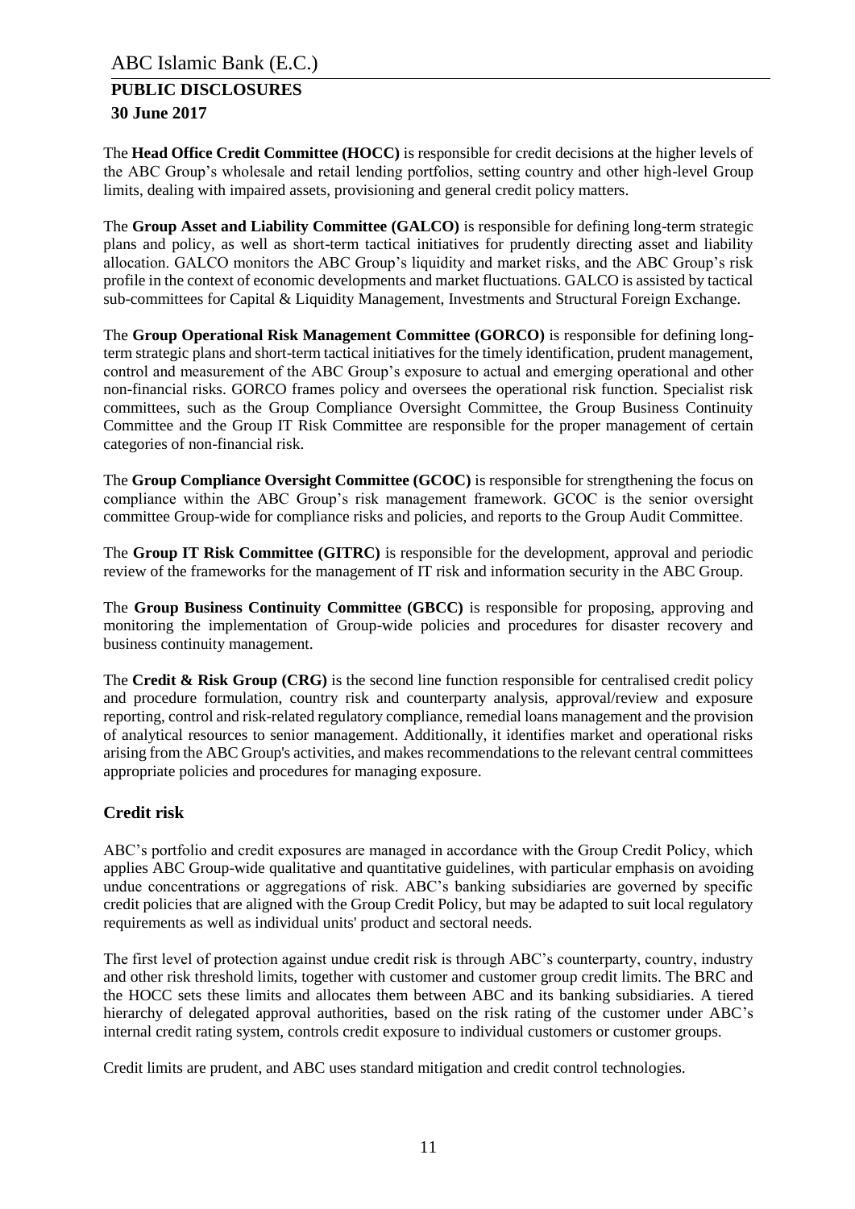The **Head Office Credit Committee (HOCC)** is responsible for credit decisions at the higher levels of the ABC Group's wholesale and retail lending portfolios, setting country and other high-level Group limits, dealing with impaired assets, provisioning and general credit policy matters.

The **Group Asset and Liability Committee (GALCO)** is responsible for defining long-term strategic plans and policy, as well as short-term tactical initiatives for prudently directing asset and liability allocation. GALCO monitors the ABC Group's liquidity and market risks, and the ABC Group's risk profile in the context of economic developments and market fluctuations. GALCO is assisted by tactical sub-committees for Capital & Liquidity Management, Investments and Structural Foreign Exchange.

The **Group Operational Risk Management Committee (GORCO)** is responsible for defining long-term strategic plans and short-term tactical initiatives for the timely identification, prudent management, control and measurement of the ABC Group's exposure to actual and emerging operational and other non-financial risks. GORCO frames policy and oversees the operational risk function. Specialist risk committees, such as the Group Compliance Oversight Committee, the Group Business Continuity Committee and the Group IT Risk Committee are responsible for the proper management of certain categories of non-financial risk.

The **Group Compliance Oversight Committee (GCOC)** is responsible for strengthening the focus on compliance within the ABC Group's risk management framework. GCOC is the senior oversight committee Group-wide for compliance risks and policies, and reports to the Group Audit Committee.

The **Group IT Risk Committee (GITRC)** is responsible for the development, approval and periodic review of the frameworks for the management of IT risk and information security in the ABC Group.

The **Group Business Continuity Committee (GBCC)** is responsible for proposing, approving and monitoring the implementation of Group-wide policies and procedures for disaster recovery and business continuity management.

The **Credit & Risk Group (CRG)** is the second line function responsible for centralised credit policy and procedure formulation, country risk and counterparty analysis, approval/review and exposure reporting, control and risk-related regulatory compliance, remedial loans management and the provision of analytical resources to senior management. Additionally, it identifies market and operational risks arising from the ABC Group's activities, and makes recommendations to the relevant central committees appropriate policies and procedures for managing exposure.

## Credit risk

ABC's portfolio and credit exposures are managed in accordance with the Group Credit Policy, which applies ABC Group-wide qualitative and quantitative guidelines, with particular emphasis on avoiding undue concentrations or aggregations of risk. ABC's banking subsidiaries are governed by specific credit policies that are aligned with the Group Credit Policy, but may be adapted to suit local regulatory requirements as well as individual units' product and sectoral needs.

The first level of protection against undue credit risk is through ABC's counterparty, country, industry and other risk threshold limits, together with customer and customer group credit limits. The BRC and the HOCC sets these limits and allocates them between ABC and its banking subsidiaries. A tiered hierarchy of delegated approval authorities, based on the risk rating of the customer under ABC's internal credit rating system, controls credit exposure to individual customers or customer groups.

Credit limits are prudent, and ABC uses standard mitigation and credit control technologies.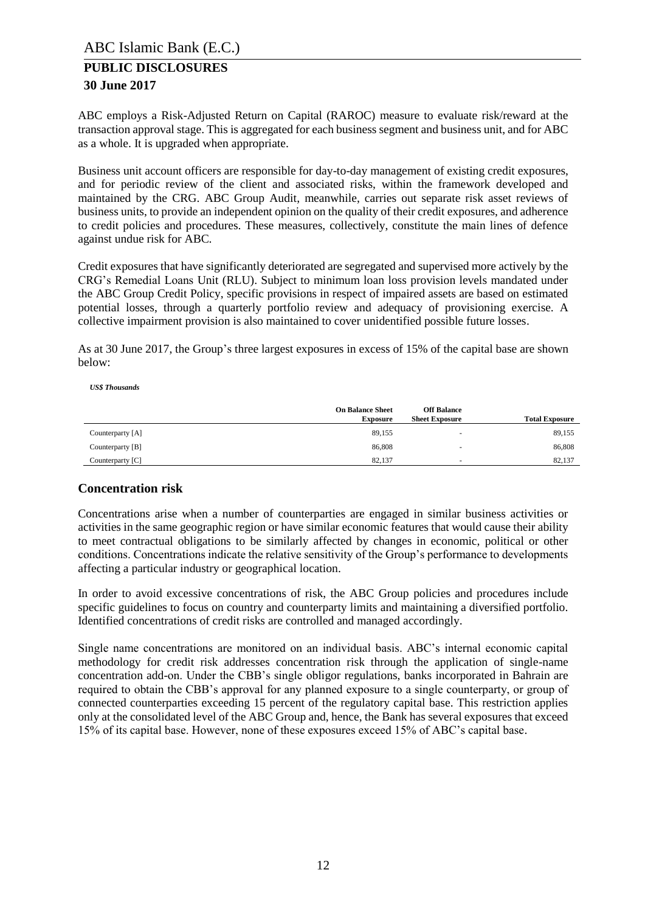ABC employs a Risk-Adjusted Return on Capital (RAROC) measure to evaluate risk/reward at the transaction approval stage. This is aggregated for each business segment and business unit, and for ABC as a whole. It is upgraded when appropriate.

Business unit account officers are responsible for day-to-day management of existing credit exposures, and for periodic review of the client and associated risks, within the framework developed and maintained by the CRG. ABC Group Audit, meanwhile, carries out separate risk asset reviews of business units, to provide an independent opinion on the quality of their credit exposures, and adherence to credit policies and procedures. These measures, collectively, constitute the main lines of defence against undue risk for ABC.

Credit exposures that have significantly deteriorated are segregated and supervised more actively by the CRG's Remedial Loans Unit (RLU). Subject to minimum loan loss provision levels mandated under the ABC Group Credit Policy, specific provisions in respect of impaired assets are based on estimated potential losses, through a quarterly portfolio review and adequacy of provisioning exercise. A collective impairment provision is also maintained to cover unidentified possible future losses.

As at 30 June 2017, the Group's three largest exposures in excess of 15% of the capital base are shown below:

***US$ Thousands***

| | On Balance Sheet Exposure | Off Balance Sheet Exposure | Total Exposure |
|---|---|---|---|
| Counterparty [A] | 89,155 | - | 89,155 |
| Counterparty [B] | 86,808 | - | 86,808 |
| Counterparty [C] | 82,137 | - | 82,137 |

## Concentration risk

Concentrations arise when a number of counterparties are engaged in similar business activities or activities in the same geographic region or have similar economic features that would cause their ability to meet contractual obligations to be similarly affected by changes in economic, political or other conditions. Concentrations indicate the relative sensitivity of the Group's performance to developments affecting a particular industry or geographical location.

In order to avoid excessive concentrations of risk, the ABC Group policies and procedures include specific guidelines to focus on country and counterparty limits and maintaining a diversified portfolio. Identified concentrations of credit risks are controlled and managed accordingly.

Single name concentrations are monitored on an individual basis. ABC's internal economic capital methodology for credit risk addresses concentration risk through the application of single-name concentration add-on. Under the CBB's single obligor regulations, banks incorporated in Bahrain are required to obtain the CBB's approval for any planned exposure to a single counterparty, or group of connected counterparties exceeding 15 percent of the regulatory capital base. This restriction applies only at the consolidated level of the ABC Group and, hence, the Bank has several exposures that exceed 15% of its capital base. However, none of these exposures exceed 15% of ABC's capital base.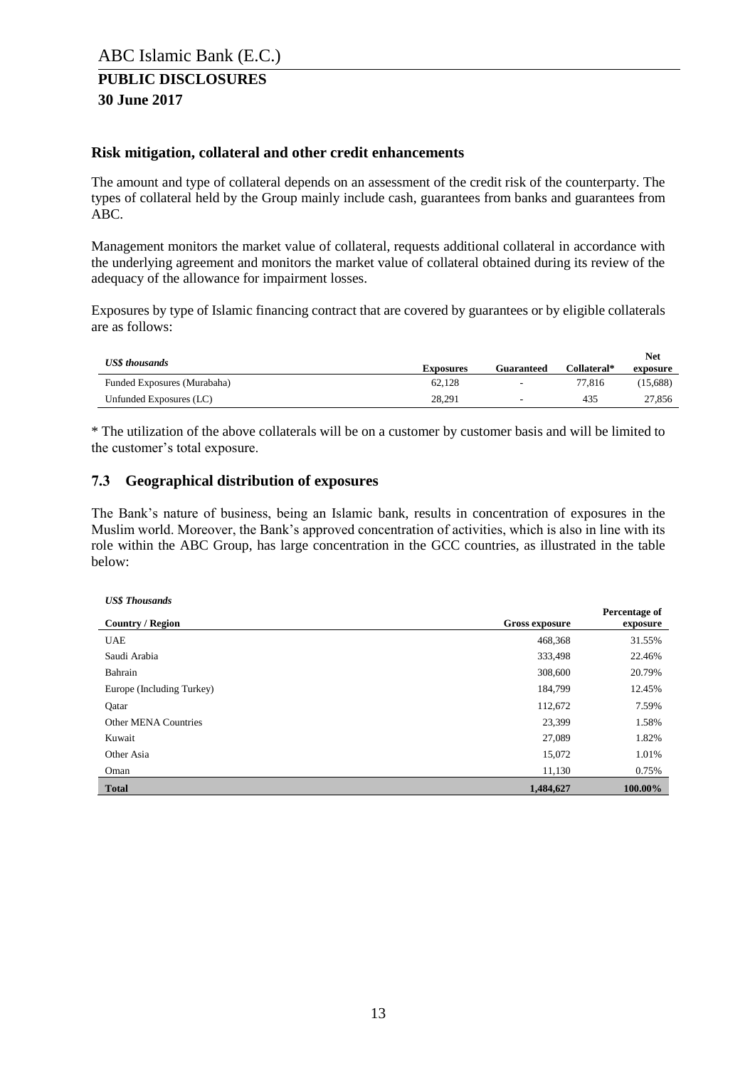### Risk mitigation, collateral and other credit enhancements

The amount and type of collateral depends on an assessment of the credit risk of the counterparty. The types of collateral held by the Group mainly include cash, guarantees from banks and guarantees from ABC.

Management monitors the market value of collateral, requests additional collateral in accordance with the underlying agreement and monitors the market value of collateral obtained during its review of the adequacy of the allowance for impairment losses.

Exposures by type of Islamic financing contract that are covered by guarantees or by eligible collaterals are as follows:

| *US$ thousands* | Exposures | Guaranteed | Collateral* | Net exposure |
|---|---|---|---|---|
| Funded Exposures (Murabaha) | 62,128 | - | 77,816 | (15,688) |
| Unfunded Exposures (LC) | 28,291 | - | 435 | 27,856 |

* The utilization of the above collaterals will be on a customer by customer basis and will be limited to the customer's total exposure.

## 7.3 Geographical distribution of exposures

The Bank's nature of business, being an Islamic bank, results in concentration of exposures in the Muslim world. Moreover, the Bank's approved concentration of activities, which is also in line with its role within the ABC Group, has large concentration in the GCC countries, as illustrated in the table below:

*US$ Thousands*

| Country / Region | Gross exposure | Percentage of exposure |
|---|---|---|
| UAE | 468,368 | 31.55% |
| Saudi Arabia | 333,498 | 22.46% |
| Bahrain | 308,600 | 20.79% |
| Europe (Including Turkey) | 184,799 | 12.45% |
| Qatar | 112,672 | 7.59% |
| Other MENA Countries | 23,399 | 1.58% |
| Kuwait | 27,089 | 1.82% |
| Other Asia | 15,072 | 1.01% |
| Oman | 11,130 | 0.75% |
| **Total** | **1,484,627** | **100.00%** |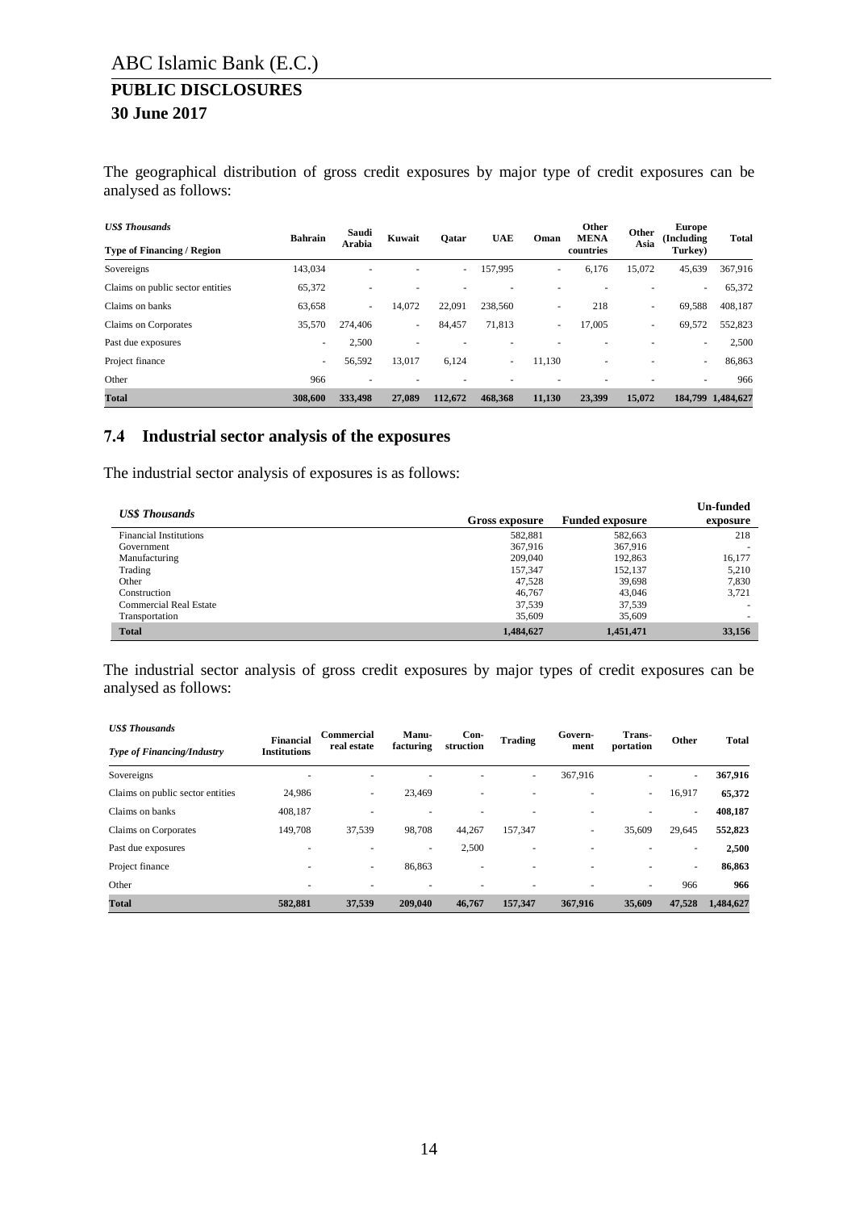The geographical distribution of gross credit exposures by major type of credit exposures can be analysed as follows:

| *US$ Thousands* **Type of Financing / Region** | Bahrain | Saudi Arabia | Kuwait | Qatar | UAE | Oman | Other MENA countries | Other Asia | Europe (Including Turkey) | Total |
|---|---|---|---|---|---|---|---|---|---|---|
| Sovereigns | 143,034 | - | - | - | 157,995 | - | 6,176 | 15,072 | 45,639 | 367,916 |
| Claims on public sector entities | 65,372 | - | - | - | - | - | - | - | - | 65,372 |
| Claims on banks | 63,658 | - | 14,072 | 22,091 | 238,560 | - | 218 | - | 69,588 | 408,187 |
| Claims on Corporates | 35,570 | 274,406 | - | 84,457 | 71,813 | - | 17,005 | - | 69,572 | 552,823 |
| Past due exposures | - | 2,500 | - | - | - | - | - | - | - | 2,500 |
| Project finance | - | 56,592 | 13,017 | 6,124 | - | 11,130 | - | - | - | 86,863 |
| Other | 966 | - | - | - | - | - | - | - | - | 966 |
| **Total** | **308,600** | **333,498** | **27,089** | **112,672** | **468,368** | **11,130** | **23,399** | **15,072** | **184,799** | **1,484,627** |

## 7.4 Industrial sector analysis of the exposures

The industrial sector analysis of exposures is as follows:

| *US$ Thousands* | Gross exposure | Funded exposure | Un-funded exposure |
|---|---|---|---|
| Financial Institutions | 582,881 | 582,663 | 218 |
| Government | 367,916 | 367,916 | - |
| Manufacturing | 209,040 | 192,863 | 16,177 |
| Trading | 157,347 | 152,137 | 5,210 |
| Other | 47,528 | 39,698 | 7,830 |
| Construction | 46,767 | 43,046 | 3,721 |
| Commercial Real Estate | 37,539 | 37,539 | - |
| Transportation | 35,609 | 35,609 | - |
| **Total** | **1,484,627** | **1,451,471** | **33,156** |

The industrial sector analysis of gross credit exposures by major types of credit exposures can be analysed as follows:

| *US$ Thousands* *Type of Financing/Industry* | Financial Institutions | Commercial real estate | Manu-facturing | Con-struction | Trading | Govern-ment | Trans-portation | Other | Total |
|---|---|---|---|---|---|---|---|---|---|
| Sovereigns | - | - | - | - | - | 367,916 | - | - | **367,916** |
| Claims on public sector entities | 24,986 | - | 23,469 | - | - | - | - | 16,917 | **65,372** |
| Claims on banks | 408,187 | - | - | - | - | - | - | - | **408,187** |
| Claims on Corporates | 149,708 | 37,539 | 98,708 | 44,267 | 157,347 | - | 35,609 | 29,645 | **552,823** |
| Past due exposures | - | - | - | 2,500 | - | - | - | - | **2,500** |
| Project finance | - | - | 86,863 | - | - | - | - | - | **86,863** |
| Other | - | - | - | - | - | - | - | 966 | **966** |
| **Total** | **582,881** | **37,539** | **209,040** | **46,767** | **157,347** | **367,916** | **35,609** | **47,528** | **1,484,627** |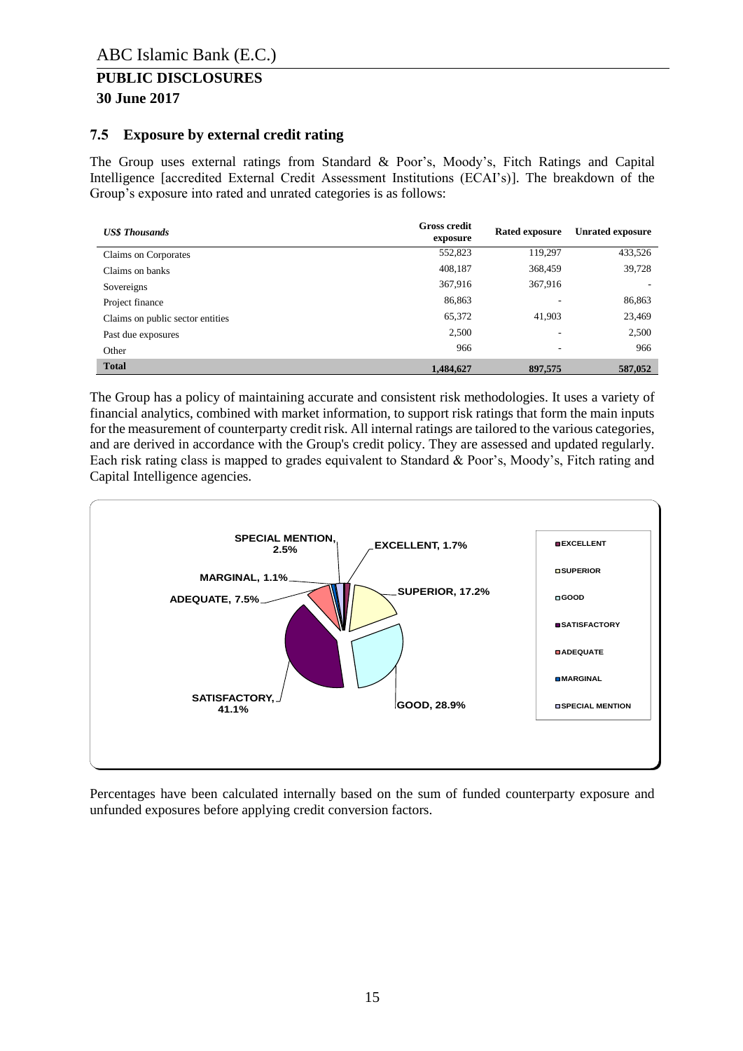### 7.5 Exposure by external credit rating

The Group uses external ratings from Standard & Poor's, Moody's, Fitch Ratings and Capital Intelligence [accredited External Credit Assessment Institutions (ECAI's)]. The breakdown of the Group's exposure into rated and unrated categories is as follows:

| *US$ Thousands* | Gross credit exposure | Rated exposure | Unrated exposure |
|---|---|---|---|
| Claims on Corporates | 552,823 | 119,297 | 433,526 |
| Claims on banks | 408,187 | 368,459 | 39,728 |
| Sovereigns | 367,916 | 367,916 | - |
| Project finance | 86,863 | - | 86,863 |
| Claims on public sector entities | 65,372 | 41,903 | 23,469 |
| Past due exposures | 2,500 | - | 2,500 |
| Other | 966 | - | 966 |
| **Total** | **1,484,627** | **897,575** | **587,052** |

The Group has a policy of maintaining accurate and consistent risk methodologies. It uses a variety of financial analytics, combined with market information, to support risk ratings that form the main inputs for the measurement of counterparty credit risk. All internal ratings are tailored to the various categories, and are derived in accordance with the Group's credit policy. They are assessed and updated regularly. Each risk rating class is mapped to grades equivalent to Standard & Poor's, Moody's, Fitch rating and Capital Intelligence agencies.

| Rating | % |
|---|---|
| EXCELLENT | 1.7% |
| SUPERIOR | 17.2% |
| GOOD | 28.9% |
| SATISFACTORY | 41.1% |
| ADEQUATE | 7.5% |
| MARGINAL | 1.1% |
| SPECIAL MENTION | 2.5% |

Percentages have been calculated internally based on the sum of funded counterparty exposure and unfunded exposures before applying credit conversion factors.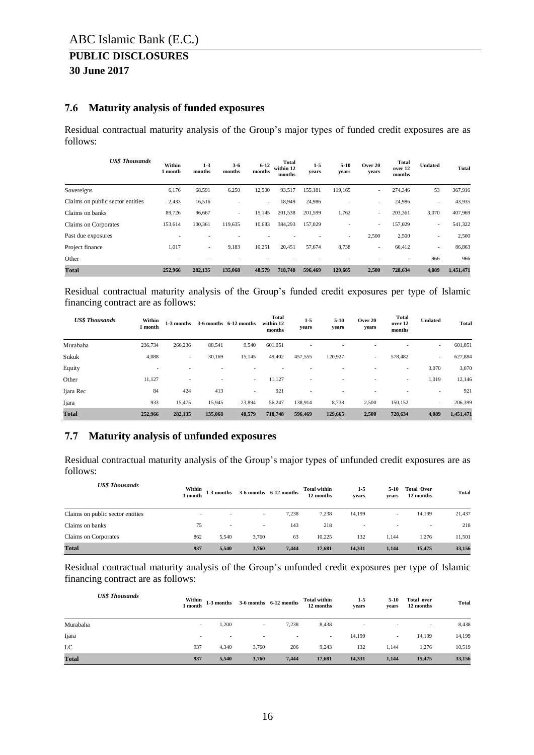## 7.6 Maturity analysis of funded exposures

Residual contractual maturity analysis of the Group's major types of funded credit exposures are as follows:

| *US$ Thousands* | Within 1 month | 1-3 months | 3-6 months | 6-12 months | Total within 12 months | 1-5 years | 5-10 years | Over 20 years | Total over 12 months | Undated | Total |
|---|---|---|---|---|---|---|---|---|---|---|---|
| Sovereigns | 6,176 | 68,591 | 6,250 | 12,500 | 93,517 | 155,181 | 119,165 | - | 274,346 | 53 | 367,916 |
| Claims on public sector entities | 2,433 | 16,516 | - | - | 18,949 | 24,986 | - | - | 24,986 | - | 43,935 |
| Claims on banks | 89,726 | 96,667 | - | 15,145 | 201,538 | 201,599 | 1,762 | - | 203,361 | 3,070 | 407,969 |
| Claims on Corporates | 153,614 | 100,361 | 119,635 | 10,683 | 384,293 | 157,029 | - | - | 157,029 | - | 541,322 |
| Past due exposures | - | - | - | - | - | - | - | 2,500 | 2,500 | - | 2,500 |
| Project finance | 1,017 | - | 9,183 | 10,251 | 20,451 | 57,674 | 8,738 | - | 66,412 | - | 86,863 |
| Other | - | - | - | - | - | - | - | - | - | 966 | 966 |
| **Total** | **252,966** | **282,135** | **135,068** | **48,579** | **718,748** | **596,469** | **129,665** | **2,500** | **728,634** | **4,089** | **1,451,471** |

Residual contractual maturity analysis of the Group's funded credit exposures per type of Islamic financing contract are as follows:

| *US$ Thousands* | Within 1 month | 1-3 months | 3-6 months | 6-12 months | Total within 12 months | 1-5 years | 5-10 years | Over 20 years | Total over 12 months | Undated | Total |
|---|---|---|---|---|---|---|---|---|---|---|---|
| Murabaha | 236,734 | 266,236 | 88,541 | 9,540 | 601,051 | - | - | - | - | - | 601,051 |
| Sukuk | 4,088 | - | 30,169 | 15,145 | 49,402 | 457,555 | 120,927 | - | 578,482 | - | 627,884 |
| Equity | - | - | - | - | - | - | - | - | - | 3,070 | 3,070 |
| Other | 11,127 | - | - | - | 11,127 | - | - | - | - | 1,019 | 12,146 |
| Ijara Rec | 84 | 424 | 413 | - | 921 | - | - | - | - | - | 921 |
| Ijara | 933 | 15,475 | 15,945 | 23,894 | 56,247 | 138,914 | 8,738 | 2,500 | 150,152 | - | 206,399 |
| **Total** | **252,966** | **282,135** | **135,068** | **48,579** | **718,748** | **596,469** | **129,665** | **2,500** | **728,634** | **4,089** | **1,451,471** |

## 7.7 Maturity analysis of unfunded exposures

Residual contractual maturity analysis of the Group's major types of unfunded credit exposures are as follows:

| *US$ Thousands* | Within 1 month | 1-3 months | 3-6 months | 6-12 months | Total within 12 months | 1-5 years | 5-10 years | Total Over 12 months | Total |
|---|---|---|---|---|---|---|---|---|---|
| Claims on public sector entities | - | - | - | 7,238 | 7,238 | 14,199 | - | 14,199 | 21,437 |
| Claims on banks | 75 | - | - | 143 | 218 | - | - | - | 218 |
| Claims on Corporates | 862 | 5,540 | 3,760 | 63 | 10,225 | 132 | 1,144 | 1,276 | 11,501 |
| **Total** | **937** | **5,540** | **3,760** | **7,444** | **17,681** | **14,331** | **1,144** | **15,475** | **33,156** |

Residual contractual maturity analysis of the Group's unfunded credit exposures per type of Islamic financing contract are as follows:

| *US$ Thousands* | Within 1 month | 1-3 months | 3-6 months | 6-12 months | Total within 12 months | 1-5 years | 5-10 years | Total over 12 months | Total |
|---|---|---|---|---|---|---|---|---|---|
| Murabaha | - | 1,200 | - | 7,238 | 8,438 | - | - | - | 8,438 |
| Ijara | - | - | - | - | - | 14,199 | - | 14,199 | 14,199 |
| LC | 937 | 4,340 | 3,760 | 206 | 9,243 | 132 | 1,144 | 1,276 | 10,519 |
| **Total** | **937** | **5,540** | **3,760** | **7,444** | **17,681** | **14,331** | **1,144** | **15,475** | **33,156** |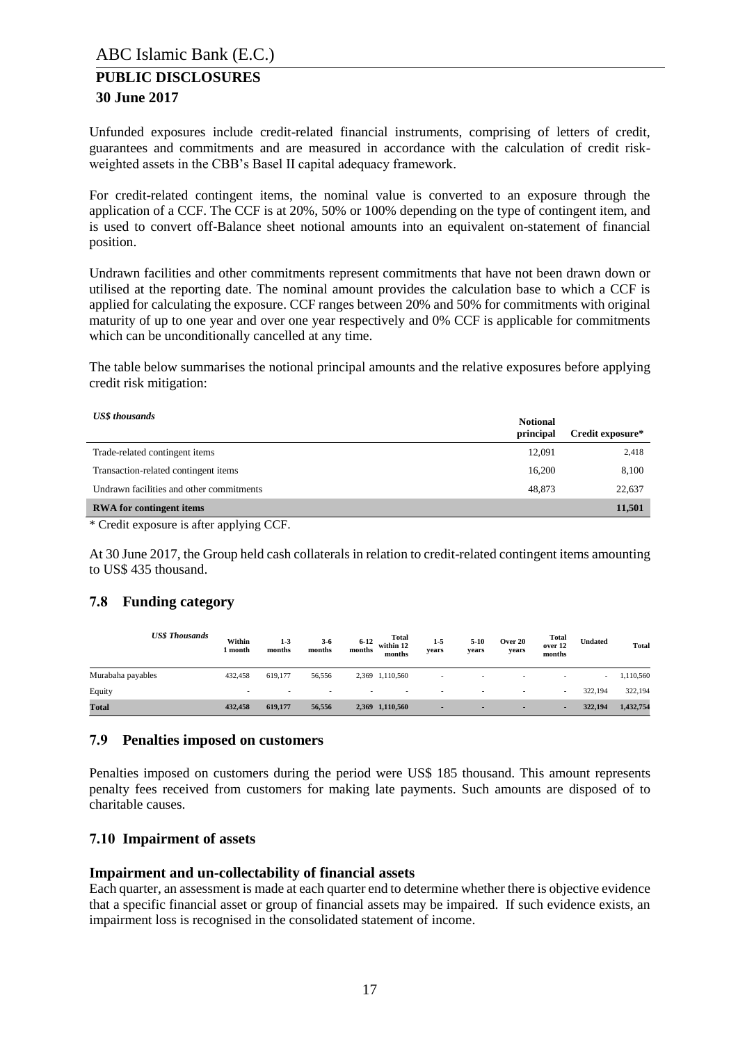Unfunded exposures include credit-related financial instruments, comprising of letters of credit, guarantees and commitments and are measured in accordance with the calculation of credit risk-weighted assets in the CBB's Basel II capital adequacy framework.

For credit-related contingent items, the nominal value is converted to an exposure through the application of a CCF. The CCF is at 20%, 50% or 100% depending on the type of contingent item, and is used to convert off-Balance sheet notional amounts into an equivalent on-statement of financial position.

Undrawn facilities and other commitments represent commitments that have not been drawn down or utilised at the reporting date. The nominal amount provides the calculation base to which a CCF is applied for calculating the exposure. CCF ranges between 20% and 50% for commitments with original maturity of up to one year and over one year respectively and 0% CCF is applicable for commitments which can be unconditionally cancelled at any time.

The table below summarises the notional principal amounts and the relative exposures before applying credit risk mitigation:

| *US$ thousands* | Notional principal | Credit exposure* |
|---|---|---|
| Trade-related contingent items | 12,091 | 2,418 |
| Transaction-related contingent items | 16,200 | 8,100 |
| Undrawn facilities and other commitments | 48,873 | 22,637 |
| **RWA for contingent items** | | **11,501** |

* Credit exposure is after applying CCF.

At 30 June 2017, the Group held cash collaterals in relation to credit-related contingent items amounting to US$ 435 thousand.

## 7.8 Funding category

| *US$ Thousands* | Within 1 month | 1-3 months | 3-6 months | 6-12 months | Total within 12 months | 1-5 years | 5-10 years | Over 20 years | Total over 12 months | Undated | Total |
|---|---|---|---|---|---|---|---|---|---|---|---|
| Murabaha payables | 432,458 | 619,177 | 56,556 | 2,369 | 1,110,560 | - | - | - | - | - | 1,110,560 |
| Equity | - | - | - | - | - | - | - | - | - | 322,194 | 322,194 |
| **Total** | **432,458** | **619,177** | **56,556** | **2,369** | **1,110,560** | **-** | **-** | **-** | **-** | **322,194** | **1,432,754** |

## 7.9 Penalties imposed on customers

Penalties imposed on customers during the period were US$ 185 thousand. This amount represents penalty fees received from customers for making late payments. Such amounts are disposed of to charitable causes.

## 7.10 Impairment of assets

### Impairment and un-collectability of financial assets

Each quarter, an assessment is made at each quarter end to determine whether there is objective evidence that a specific financial asset or group of financial assets may be impaired. If such evidence exists, an impairment loss is recognised in the consolidated statement of income.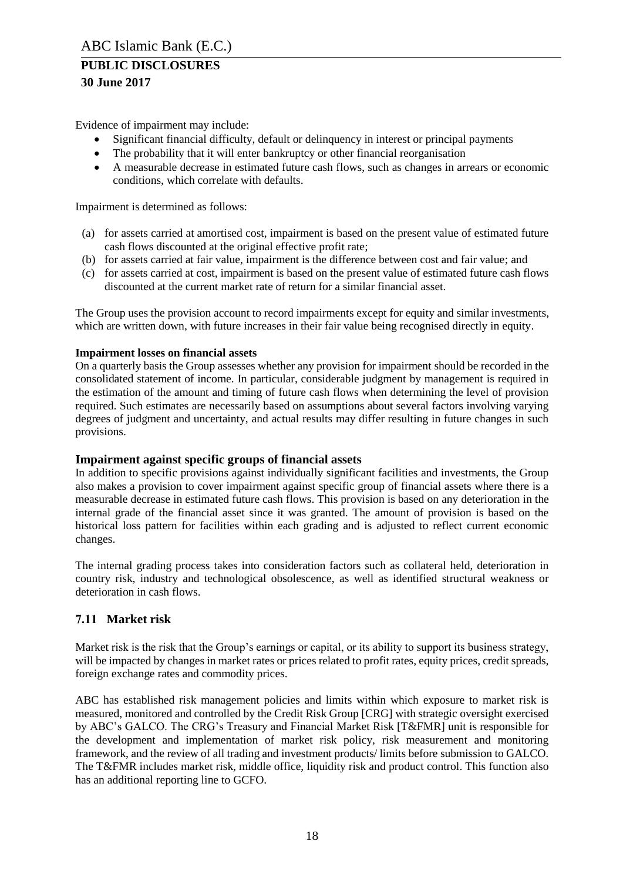Evidence of impairment may include:

- Significant financial difficulty, default or delinquency in interest or principal payments
- The probability that it will enter bankruptcy or other financial reorganisation
- A measurable decrease in estimated future cash flows, such as changes in arrears or economic conditions, which correlate with defaults.

Impairment is determined as follows:

(a) for assets carried at amortised cost, impairment is based on the present value of estimated future cash flows discounted at the original effective profit rate;
(b) for assets carried at fair value, impairment is the difference between cost and fair value; and
(c) for assets carried at cost, impairment is based on the present value of estimated future cash flows discounted at the current market rate of return for a similar financial asset.

The Group uses the provision account to record impairments except for equity and similar investments, which are written down, with future increases in their fair value being recognised directly in equity.

**Impairment losses on financial assets**

On a quarterly basis the Group assesses whether any provision for impairment should be recorded in the consolidated statement of income. In particular, considerable judgment by management is required in the estimation of the amount and timing of future cash flows when determining the level of provision required. Such estimates are necessarily based on assumptions about several factors involving varying degrees of judgment and uncertainty, and actual results may differ resulting in future changes in such provisions.

### Impairment against specific groups of financial assets

In addition to specific provisions against individually significant facilities and investments, the Group also makes a provision to cover impairment against specific group of financial assets where there is a measurable decrease in estimated future cash flows. This provision is based on any deterioration in the internal grade of the financial asset since it was granted. The amount of provision is based on the historical loss pattern for facilities within each grading and is adjusted to reflect current economic changes.

The internal grading process takes into consideration factors such as collateral held, deterioration in country risk, industry and technological obsolescence, as well as identified structural weakness or deterioration in cash flows.

## 7.11 Market risk

Market risk is the risk that the Group's earnings or capital, or its ability to support its business strategy, will be impacted by changes in market rates or prices related to profit rates, equity prices, credit spreads, foreign exchange rates and commodity prices.

ABC has established risk management policies and limits within which exposure to market risk is measured, monitored and controlled by the Credit Risk Group [CRG] with strategic oversight exercised by ABC's GALCO. The CRG's Treasury and Financial Market Risk [T&FMR] unit is responsible for the development and implementation of market risk policy, risk measurement and monitoring framework, and the review of all trading and investment products/ limits before submission to GALCO. The T&FMR includes market risk, middle office, liquidity risk and product control. This function also has an additional reporting line to GCFO.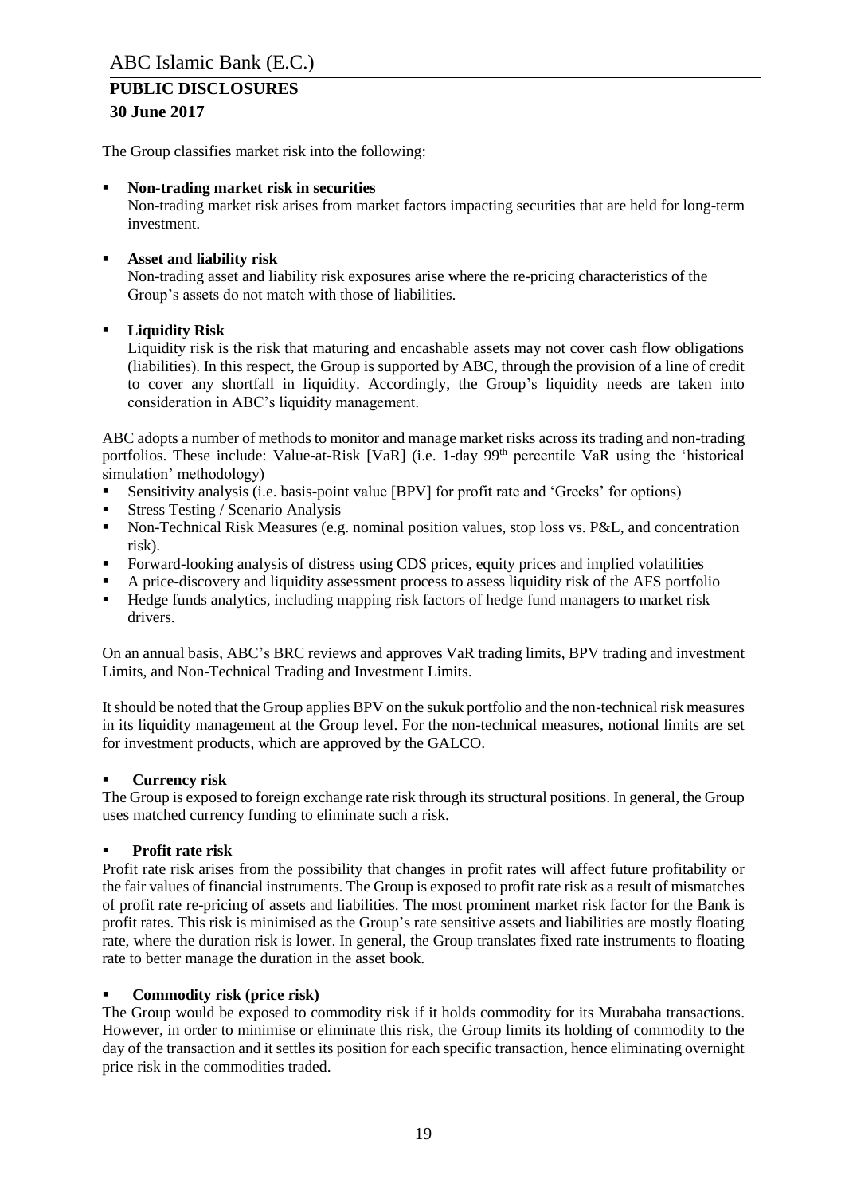The Group classifies market risk into the following:

- **Non-trading market risk in securities**
  Non-trading market risk arises from market factors impacting securities that are held for long-term investment.

- **Asset and liability risk**
  Non-trading asset and liability risk exposures arise where the re-pricing characteristics of the Group's assets do not match with those of liabilities.

- **Liquidity Risk**
  Liquidity risk is the risk that maturing and encashable assets may not cover cash flow obligations (liabilities). In this respect, the Group is supported by ABC, through the provision of a line of credit to cover any shortfall in liquidity. Accordingly, the Group's liquidity needs are taken into consideration in ABC's liquidity management.

ABC adopts a number of methods to monitor and manage market risks across its trading and non-trading portfolios. These include: Value-at-Risk [VaR] (i.e. 1-day 99th percentile VaR using the 'historical simulation' methodology)

- Sensitivity analysis (i.e. basis-point value [BPV] for profit rate and 'Greeks' for options)
- Stress Testing / Scenario Analysis
- Non-Technical Risk Measures (e.g. nominal position values, stop loss vs. P&L, and concentration risk).
- Forward-looking analysis of distress using CDS prices, equity prices and implied volatilities
- A price-discovery and liquidity assessment process to assess liquidity risk of the AFS portfolio
- Hedge funds analytics, including mapping risk factors of hedge fund managers to market risk drivers.

On an annual basis, ABC's BRC reviews and approves VaR trading limits, BPV trading and investment Limits, and Non-Technical Trading and Investment Limits.

It should be noted that the Group applies BPV on the sukuk portfolio and the non-technical risk measures in its liquidity management at the Group level. For the non-technical measures, notional limits are set for investment products, which are approved by the GALCO.

- **Currency risk**

The Group is exposed to foreign exchange rate risk through its structural positions. In general, the Group uses matched currency funding to eliminate such a risk.

- **Profit rate risk**

Profit rate risk arises from the possibility that changes in profit rates will affect future profitability or the fair values of financial instruments. The Group is exposed to profit rate risk as a result of mismatches of profit rate re-pricing of assets and liabilities. The most prominent market risk factor for the Bank is profit rates. This risk is minimised as the Group's rate sensitive assets and liabilities are mostly floating rate, where the duration risk is lower. In general, the Group translates fixed rate instruments to floating rate to better manage the duration in the asset book.

- **Commodity risk (price risk)**

The Group would be exposed to commodity risk if it holds commodity for its Murabaha transactions. However, in order to minimise or eliminate this risk, the Group limits its holding of commodity to the day of the transaction and it settles its position for each specific transaction, hence eliminating overnight price risk in the commodities traded.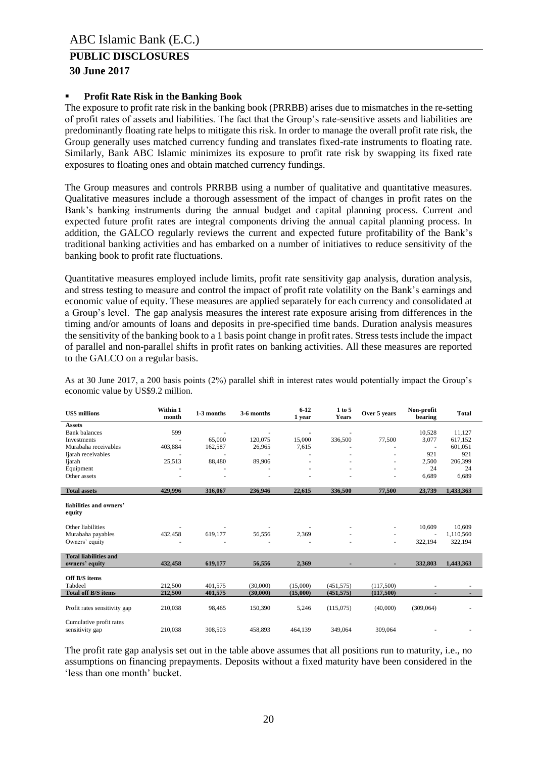- **Profit Rate Risk in the Banking Book**

The exposure to profit rate risk in the banking book (PRRBB) arises due to mismatches in the re-setting of profit rates of assets and liabilities. The fact that the Group's rate-sensitive assets and liabilities are predominantly floating rate helps to mitigate this risk. In order to manage the overall profit rate risk, the Group generally uses matched currency funding and translates fixed-rate instruments to floating rate. Similarly, Bank ABC Islamic minimizes its exposure to profit rate risk by swapping its fixed rate exposures to floating ones and obtain matched currency fundings.

The Group measures and controls PRRBB using a number of qualitative and quantitative measures. Qualitative measures include a thorough assessment of the impact of changes in profit rates on the Bank's banking instruments during the annual budget and capital planning process. Current and expected future profit rates are integral components driving the annual capital planning process. In addition, the GALCO regularly reviews the current and expected future profitability of the Bank's traditional banking activities and has embarked on a number of initiatives to reduce sensitivity of the banking book to profit rate fluctuations.

Quantitative measures employed include limits, profit rate sensitivity gap analysis, duration analysis, and stress testing to measure and control the impact of profit rate volatility on the Bank's earnings and economic value of equity. These measures are applied separately for each currency and consolidated at a Group's level. The gap analysis measures the interest rate exposure arising from differences in the timing and/or amounts of loans and deposits in pre-specified time bands. Duration analysis measures the sensitivity of the banking book to a 1 basis point change in profit rates. Stress tests include the impact of parallel and non-parallel shifts in profit rates on banking activities. All these measures are reported to the GALCO on a regular basis.

As at 30 June 2017, a 200 basis points (2%) parallel shift in interest rates would potentially impact the Group's economic value by US$9.2 million.

| US$ millions | Within 1 month | 1-3 months | 3-6 months | 6-12 1 year | 1 to 5 Years | Over 5 years | Non-profit bearing | Total |
|---|---|---|---|---|---|---|---|---|
| **Assets** | | | | | | | | |
| Bank balances | 599 | - | - | - | - | | 10,528 | 11,127 |
| Investments | - | 65,000 | 120,075 | 15,000 | 336,500 | 77,500 | 3,077 | 617,152 |
| Murabaha receivables | 403,884 | 162,587 | 26,965 | 7,615 | - | - | - | 601,051 |
| Ijarah receivables | - | - | - | - | - | - | 921 | 921 |
| Ijarah | 25,513 | 88,480 | 89,906 | - | - | - | 2,500 | 206,399 |
| Equipment | - | - | - | - | - | - | 24 | 24 |
| Other assets | - | - | - | - | - | - | 6,689 | 6,689 |
| **Total assets** | **429,996** | **316,067** | **236,946** | **22,615** | **336,500** | **77,500** | **23,739** | **1,433,363** |
| **liabilities and owners' equity** | | | | | | | | |
| Other liabilities | - | - | - | - | - | - | 10,609 | 10,609 |
| Murabaha payables | 432,458 | 619,177 | 56,556 | 2,369 | - | - | - | 1,110,560 |
| Owners' equity | - | - | - | - | - | - | 322,194 | 322,194 |
| **Total liabilities and owners' equity** | **432,458** | **619,177** | **56,556** | **2,369** | **-** | **-** | **332,803** | **1,443,363** |
| **Off B/S items** | | | | | | | | |
| Tabdeel | 212,500 | 401,575 | (30,000) | (15,000) | (451,575) | (117,500) | - | - |
| **Total off B/S items** | **212,500** | **401,575** | **(30,000)** | **(15,000)** | **(451,575)** | **(117,500)** | **-** | **-** |
| Profit rates sensitivity gap | 210,038 | 98,465 | 150,390 | 5,246 | (115,075) | (40,000) | (309,064) | - |
| Cumulative profit rates sensitivity gap | 210,038 | 308,503 | 458,893 | 464,139 | 349,064 | 309,064 | - | - |

The profit rate gap analysis set out in the table above assumes that all positions run to maturity, i.e., no assumptions on financing prepayments. Deposits without a fixed maturity have been considered in the 'less than one month' bucket.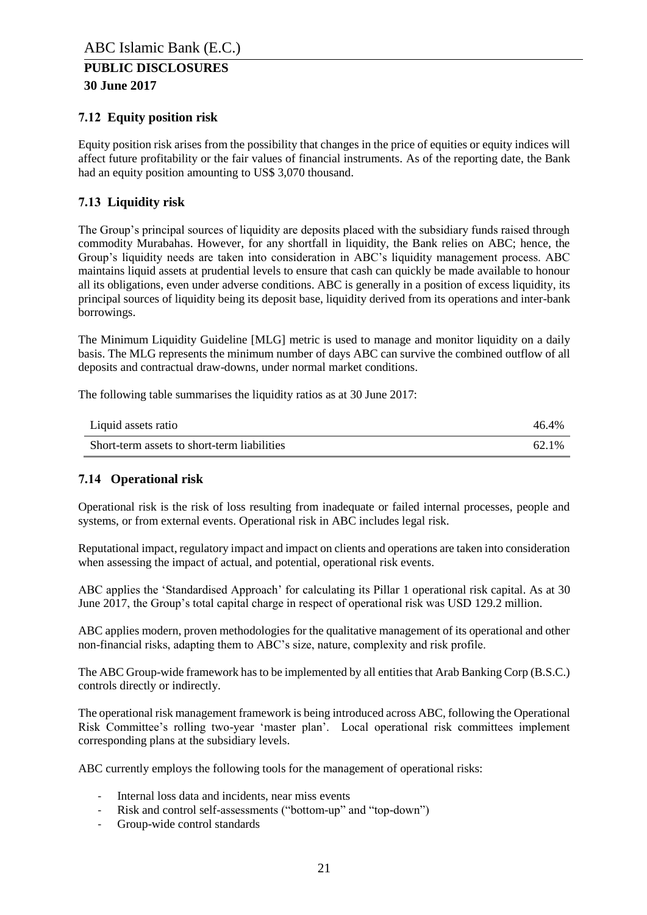## 7.12 Equity position risk

Equity position risk arises from the possibility that changes in the price of equities or equity indices will affect future profitability or the fair values of financial instruments. As of the reporting date, the Bank had an equity position amounting to US$ 3,070 thousand.

## 7.13 Liquidity risk

The Group's principal sources of liquidity are deposits placed with the subsidiary funds raised through commodity Murabahas. However, for any shortfall in liquidity, the Bank relies on ABC; hence, the Group's liquidity needs are taken into consideration in ABC's liquidity management process. ABC maintains liquid assets at prudential levels to ensure that cash can quickly be made available to honour all its obligations, even under adverse conditions. ABC is generally in a position of excess liquidity, its principal sources of liquidity being its deposit base, liquidity derived from its operations and inter-bank borrowings.

The Minimum Liquidity Guideline [MLG] metric is used to manage and monitor liquidity on a daily basis. The MLG represents the minimum number of days ABC can survive the combined outflow of all deposits and contractual draw-downs, under normal market conditions.

The following table summarises the liquidity ratios as at 30 June 2017:

| | |
|---|---|
| Liquid assets ratio | 46.4% |
| Short-term assets to short-term liabilities | 62.1% |

## 7.14 Operational risk

Operational risk is the risk of loss resulting from inadequate or failed internal processes, people and systems, or from external events. Operational risk in ABC includes legal risk.

Reputational impact, regulatory impact and impact on clients and operations are taken into consideration when assessing the impact of actual, and potential, operational risk events.

ABC applies the 'Standardised Approach' for calculating its Pillar 1 operational risk capital. As at 30 June 2017, the Group's total capital charge in respect of operational risk was USD 129.2 million.

ABC applies modern, proven methodologies for the qualitative management of its operational and other non-financial risks, adapting them to ABC's size, nature, complexity and risk profile.

The ABC Group-wide framework has to be implemented by all entities that Arab Banking Corp (B.S.C.) controls directly or indirectly.

The operational risk management framework is being introduced across ABC, following the Operational Risk Committee's rolling two-year 'master plan'. Local operational risk committees implement corresponding plans at the subsidiary levels.

ABC currently employs the following tools for the management of operational risks:

- Internal loss data and incidents, near miss events
- Risk and control self-assessments ("bottom-up" and "top-down")
- Group-wide control standards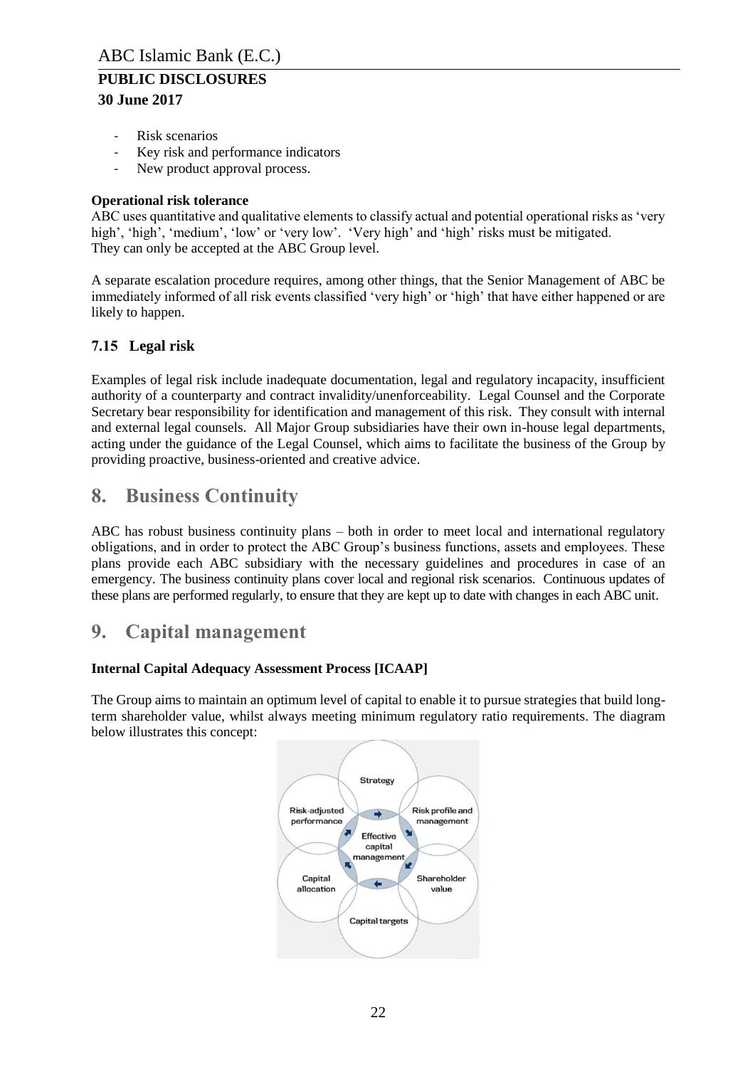- Risk scenarios
- Key risk and performance indicators
- New product approval process.

**Operational risk tolerance**

ABC uses quantitative and qualitative elements to classify actual and potential operational risks as 'very high', 'high', 'medium', 'low' or 'very low'. 'Very high' and 'high' risks must be mitigated. They can only be accepted at the ABC Group level.

A separate escalation procedure requires, among other things, that the Senior Management of ABC be immediately informed of all risk events classified 'very high' or 'high' that have either happened or are likely to happen.

### 7.15 Legal risk

Examples of legal risk include inadequate documentation, legal and regulatory incapacity, insufficient authority of a counterparty and contract invalidity/unenforceability. Legal Counsel and the Corporate Secretary bear responsibility for identification and management of this risk. They consult with internal and external legal counsels. All Major Group subsidiaries have their own in-house legal departments, acting under the guidance of the Legal Counsel, which aims to facilitate the business of the Group by providing proactive, business-oriented and creative advice.

## 8. Business Continuity

ABC has robust business continuity plans – both in order to meet local and international regulatory obligations, and in order to protect the ABC Group's business functions, assets and employees. These plans provide each ABC subsidiary with the necessary guidelines and procedures in case of an emergency. The business continuity plans cover local and regional risk scenarios. Continuous updates of these plans are performed regularly, to ensure that they are kept up to date with changes in each ABC unit.

## 9. Capital management

**Internal Capital Adequacy Assessment Process [ICAAP]**

The Group aims to maintain an optimum level of capital to enable it to pursue strategies that build long-term shareholder value, whilst always meeting minimum regulatory ratio requirements. The diagram below illustrates this concept:

Strategy

Risk-adjusted performance

Risk profile and management

Effective capital management

Capital allocation

Shareholder value

Capital targets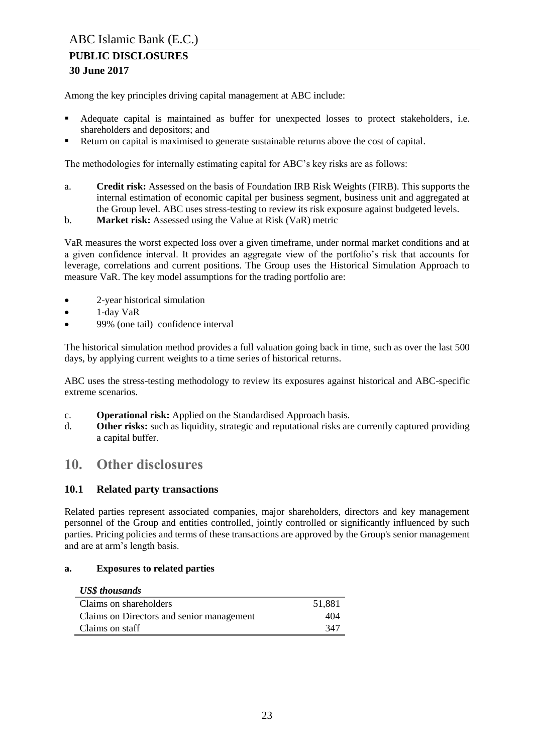Among the key principles driving capital management at ABC include:

- Adequate capital is maintained as buffer for unexpected losses to protect stakeholders, i.e. shareholders and depositors; and
- Return on capital is maximised to generate sustainable returns above the cost of capital.

The methodologies for internally estimating capital for ABC's key risks are as follows:

a. **Credit risk:** Assessed on the basis of Foundation IRB Risk Weights (FIRB). This supports the internal estimation of economic capital per business segment, business unit and aggregated at the Group level. ABC uses stress-testing to review its risk exposure against budgeted levels.
b. **Market risk:** Assessed using the Value at Risk (VaR) metric

VaR measures the worst expected loss over a given timeframe, under normal market conditions and at a given confidence interval. It provides an aggregate view of the portfolio's risk that accounts for leverage, correlations and current positions. The Group uses the Historical Simulation Approach to measure VaR. The key model assumptions for the trading portfolio are:

- 2-year historical simulation
- 1-day VaR
- 99% (one tail) confidence interval

The historical simulation method provides a full valuation going back in time, such as over the last 500 days, by applying current weights to a time series of historical returns.

ABC uses the stress-testing methodology to review its exposures against historical and ABC-specific extreme scenarios.

c. **Operational risk:** Applied on the Standardised Approach basis.
d. **Other risks:** such as liquidity, strategic and reputational risks are currently captured providing a capital buffer.

# 10. Other disclosures

## 10.1 Related party transactions

Related parties represent associated companies, major shareholders, directors and key management personnel of the Group and entities controlled, jointly controlled or significantly influenced by such parties. Pricing policies and terms of these transactions are approved by the Group's senior management and are at arm's length basis.

**a. Exposures to related parties**

| *US$ thousands* | |
|---|---|
| Claims on shareholders | 51,881 |
| Claims on Directors and senior management | 404 |
| Claims on staff | 347 |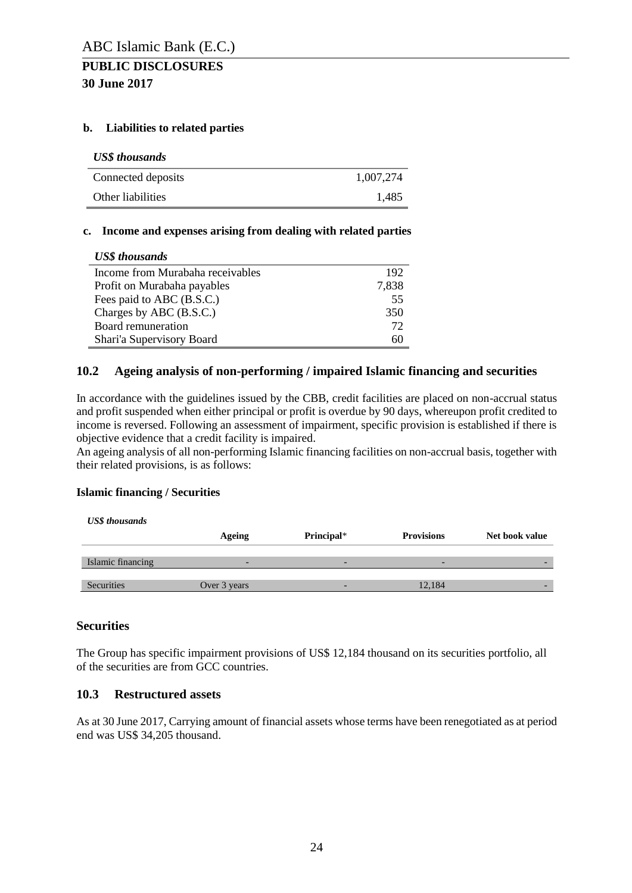**b. Liabilities to related parties**

| *US$ thousands* | |
|---|---|
| Connected deposits | 1,007,274 |
| Other liabilities | 1,485 |

**c. Income and expenses arising from dealing with related parties**

| *US$ thousands* | |
|---|---|
| Income from Murabaha receivables | 192 |
| Profit on Murabaha payables | 7,838 |
| Fees paid to ABC (B.S.C.) | 55 |
| Charges by ABC (B.S.C.) | 350 |
| Board remuneration | 72 |
| Shari'a Supervisory Board | 60 |

## 10.2 Ageing analysis of non-performing / impaired Islamic financing and securities

In accordance with the guidelines issued by the CBB, credit facilities are placed on non-accrual status and profit suspended when either principal or profit is overdue by 90 days, whereupon profit credited to income is reversed. Following an assessment of impairment, specific provision is established if there is objective evidence that a credit facility is impaired.
An ageing analysis of all non-performing Islamic financing facilities on non-accrual basis, together with their related provisions, is as follows:

**Islamic financing / Securities**

| *US$ thousands* | Ageing | Principal* | Provisions | Net book value |
|---|---|---|---|---|
| Islamic financing | - | - | - | - |
| Securities | Over 3 years | - | 12,184 | - |

## Securities

The Group has specific impairment provisions of US$ 12,184 thousand on its securities portfolio, all of the securities are from GCC countries.

## 10.3 Restructured assets

As at 30 June 2017, Carrying amount of financial assets whose terms have been renegotiated as at period end was US$ 34,205 thousand.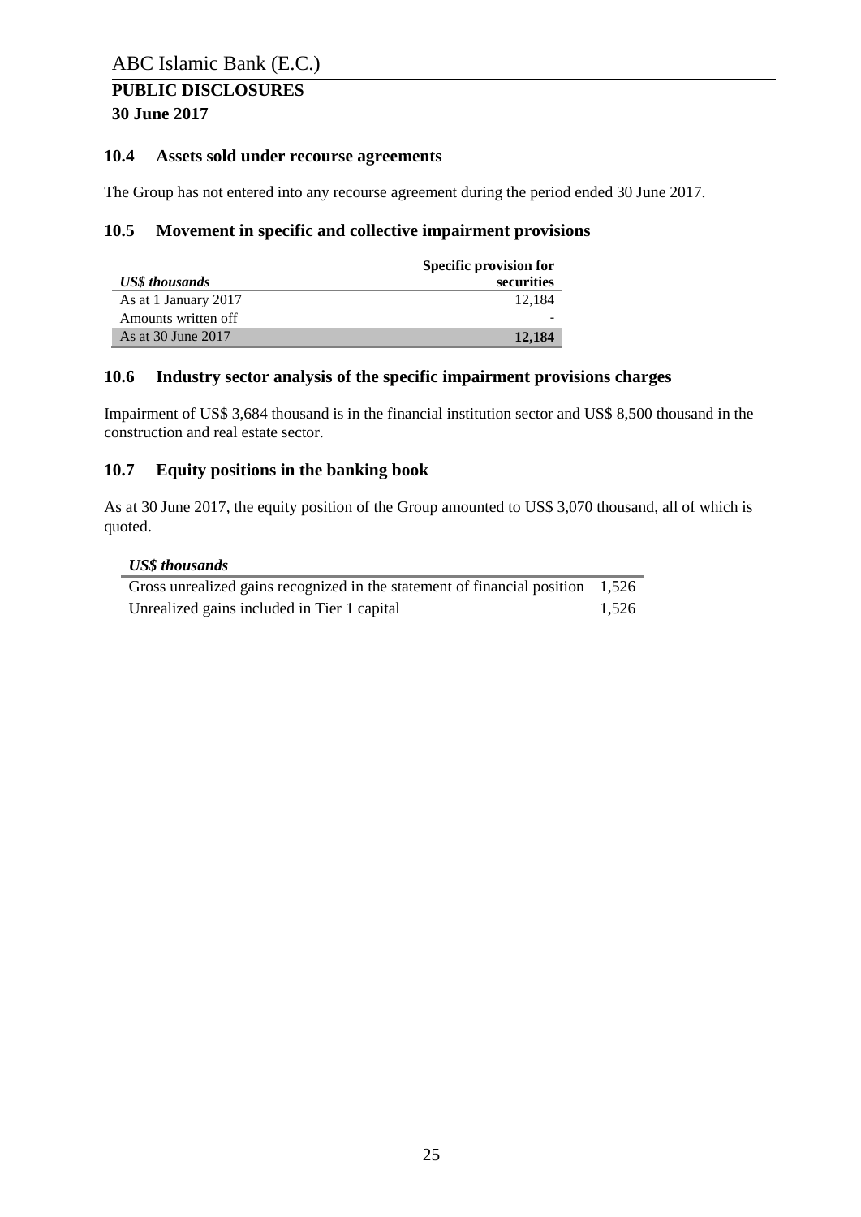### 10.4 Assets sold under recourse agreements

The Group has not entered into any recourse agreement during the period ended 30 June 2017.

### 10.5 Movement in specific and collective impairment provisions

| *US$ thousands* | Specific provision for securities |
|---|---|
| As at 1 January 2017 | 12,184 |
| Amounts written off | - |
| As at 30 June 2017 | **12,184** |

### 10.6 Industry sector analysis of the specific impairment provisions charges

Impairment of US$ 3,684 thousand is in the financial institution sector and US$ 8,500 thousand in the construction and real estate sector.

### 10.7 Equity positions in the banking book

As at 30 June 2017, the equity position of the Group amounted to US$ 3,070 thousand, all of which is quoted.

| *US$ thousands* | |
|---|---|
| Gross unrealized gains recognized in the statement of financial position | 1,526 |
| Unrealized gains included in Tier 1 capital | 1,526 |